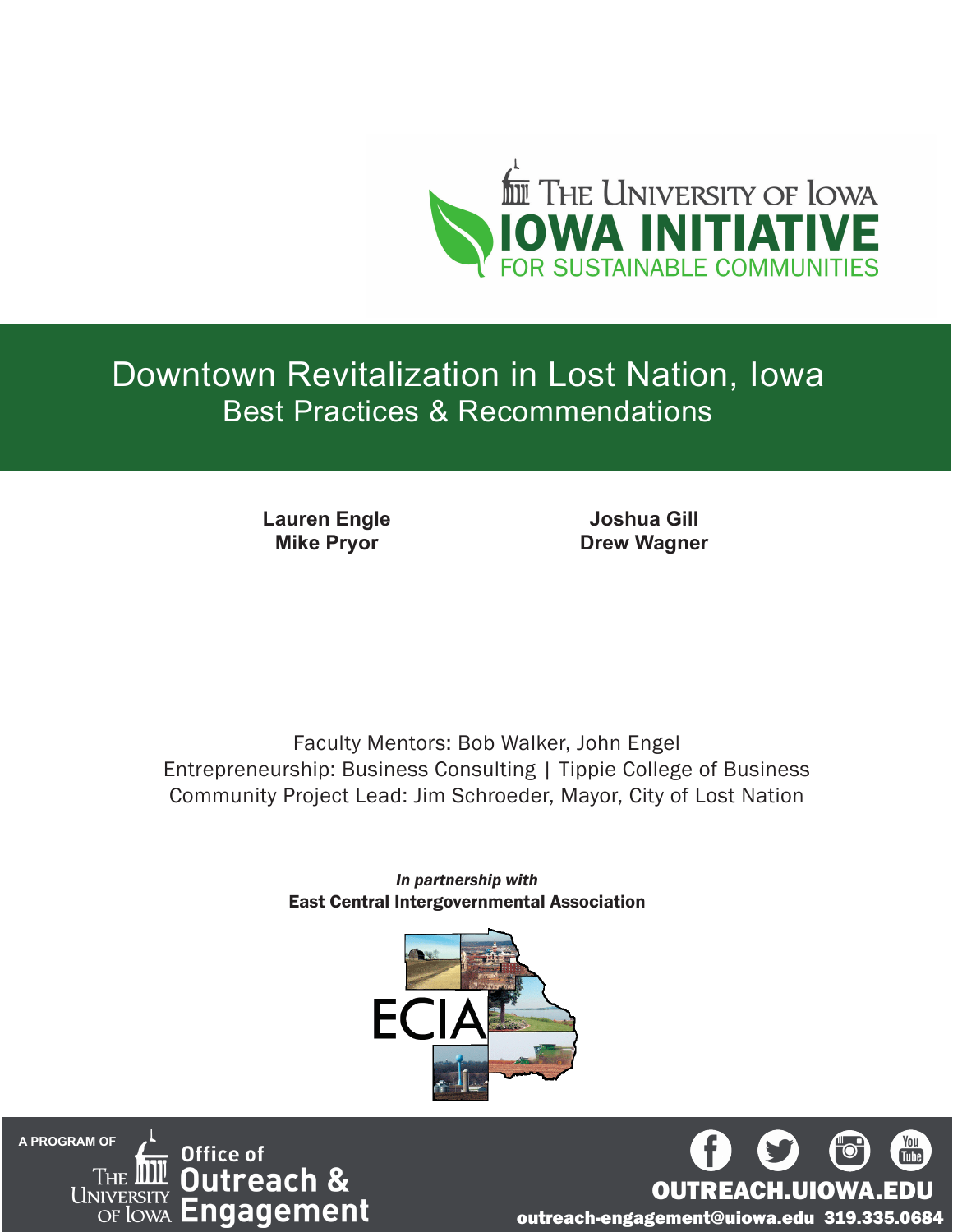The University of Iowa

**IOWA INITIATIVE**
FOR SUSTAINABLE COMMUNITIES

# Downtown Revitalization in Lost Nation, Iowa
## Best Practices & Recommendations

**Lauren Engle**
**Mike Pryor**

**Joshua Gill**
**Drew Wagner**

Faculty Mentors: Bob Walker, John Engel
Entrepreneurship: Business Consulting | Tippie College of Business
Community Project Lead: Jim Schroeder, Mayor, City of Lost Nation

***In partnership with***
**East Central Intergovernmental Association**

ECIA

A PROGRAM OF The University of Iowa Office of Outreach & Engagement

OUTREACH.UIOWA.EDU
outreach-engagement@uiowa.edu 319.335.0684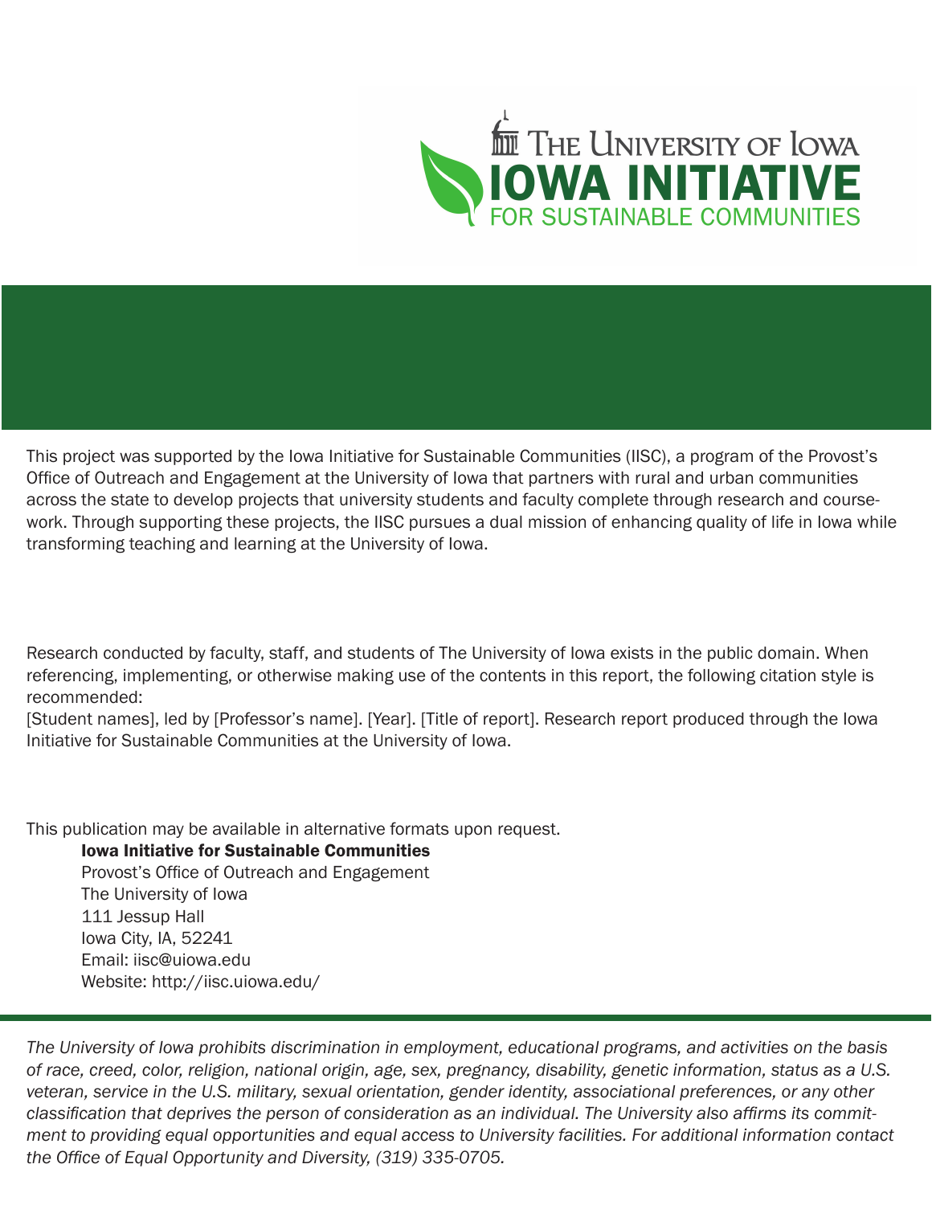# The University of Iowa

# IOWA INITIATIVE

## FOR SUSTAINABLE COMMUNITIES

This project was supported by the Iowa Initiative for Sustainable Communities (IISC), a program of the Provost's Office of Outreach and Engagement at the University of Iowa that partners with rural and urban communities across the state to develop projects that university students and faculty complete through research and coursework. Through supporting these projects, the IISC pursues a dual mission of enhancing quality of life in Iowa while transforming teaching and learning at the University of Iowa.

Research conducted by faculty, staff, and students of The University of Iowa exists in the public domain. When referencing, implementing, or otherwise making use of the contents in this report, the following citation style is recommended:

[Student names], led by [Professor's name]. [Year]. [Title of report]. Research report produced through the Iowa Initiative for Sustainable Communities at the University of Iowa.

This publication may be available in alternative formats upon request.

**Iowa Initiative for Sustainable Communities**
Provost's Office of Outreach and Engagement
The University of Iowa
111 Jessup Hall
Iowa City, IA, 52241
Email: iisc@uiowa.edu
Website: http://iisc.uiowa.edu/

*The University of Iowa prohibits discrimination in employment, educational programs, and activities on the basis of race, creed, color, religion, national origin, age, sex, pregnancy, disability, genetic information, status as a U.S. veteran, service in the U.S. military, sexual orientation, gender identity, associational preferences, or any other classification that deprives the person of consideration as an individual. The University also affirms its commitment to providing equal opportunities and equal access to University facilities. For additional information contact the Office of Equal Opportunity and Diversity, (319) 335-0705.*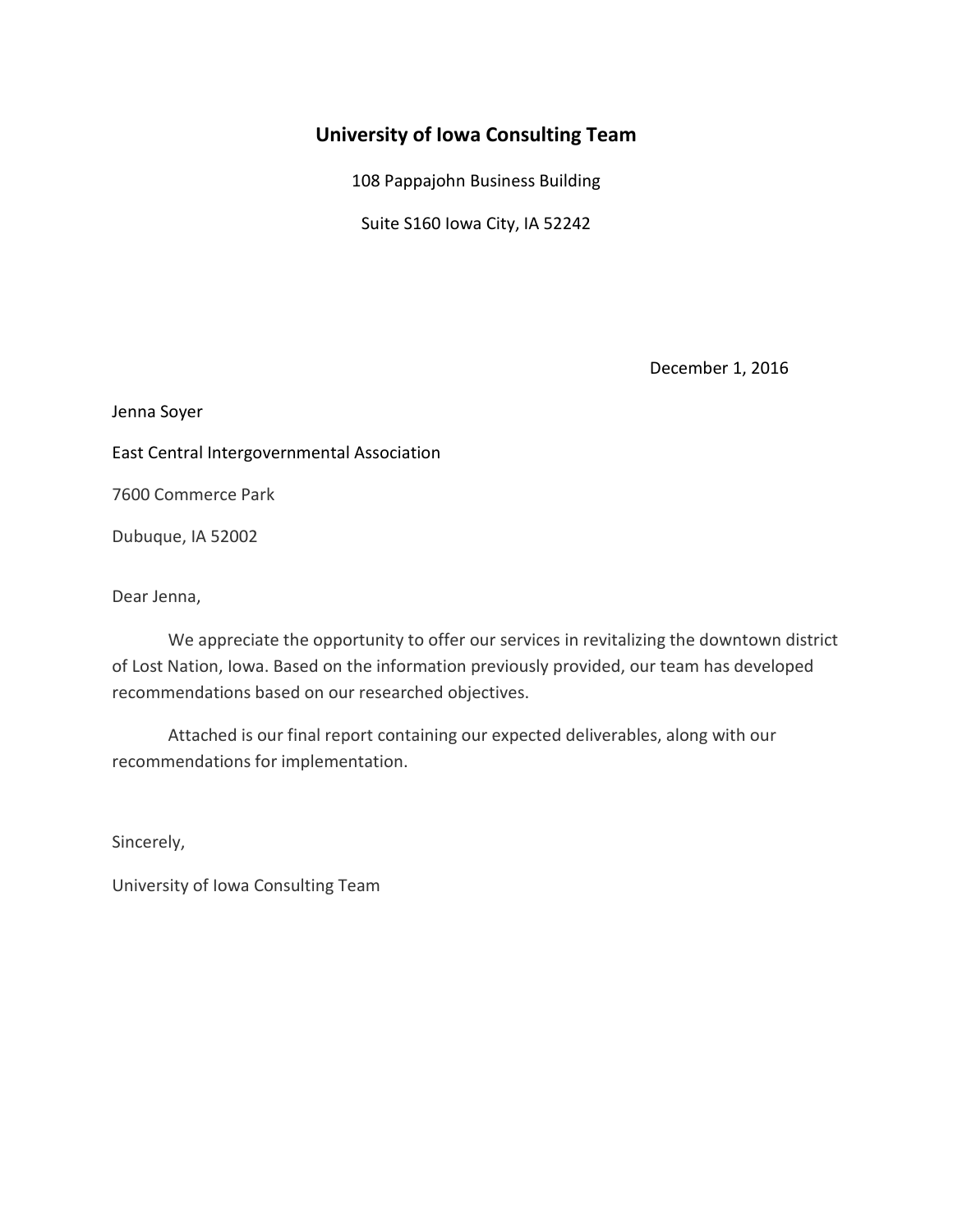# University of Iowa Consulting Team

108 Pappajohn Business Building

Suite S160 Iowa City, IA 52242

December 1, 2016

Jenna Soyer

East Central Intergovernmental Association

7600 Commerce Park

Dubuque, IA 52002

Dear Jenna,

We appreciate the opportunity to offer our services in revitalizing the downtown district of Lost Nation, Iowa. Based on the information previously provided, our team has developed recommendations based on our researched objectives.

Attached is our final report containing our expected deliverables, along with our recommendations for implementation.

Sincerely,

University of Iowa Consulting Team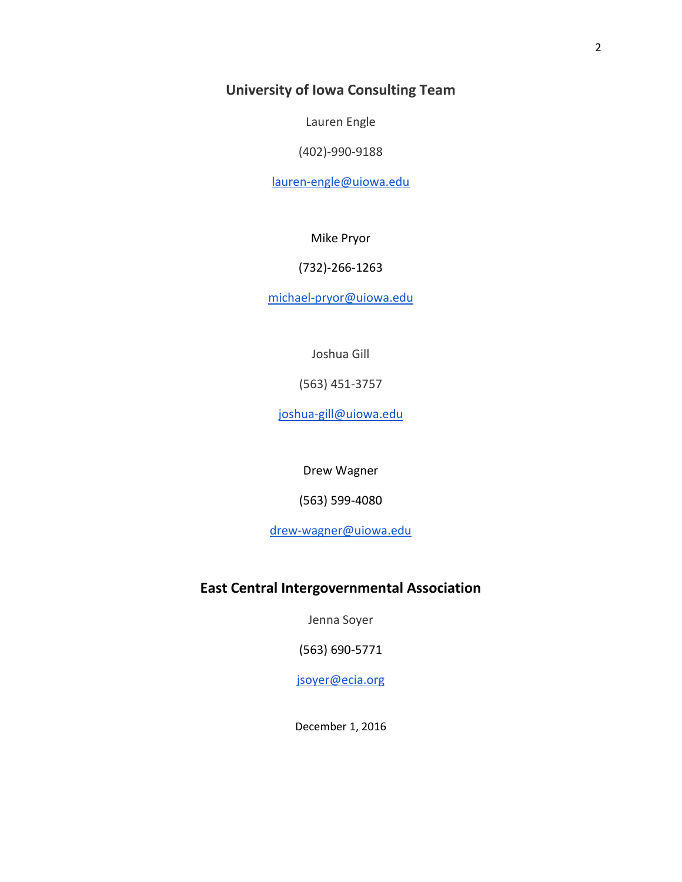## University of Iowa Consulting Team

Lauren Engle

(402)-990-9188

lauren-engle@uiowa.edu

Mike Pryor

(732)-266-1263

michael-pryor@uiowa.edu

Joshua Gill

(563) 451-3757

joshua-gill@uiowa.edu

Drew Wagner

(563) 599-4080

drew-wagner@uiowa.edu

## East Central Intergovernmental Association

Jenna Soyer

(563) 690-5771

jsoyer@ecia.org

December 1, 2016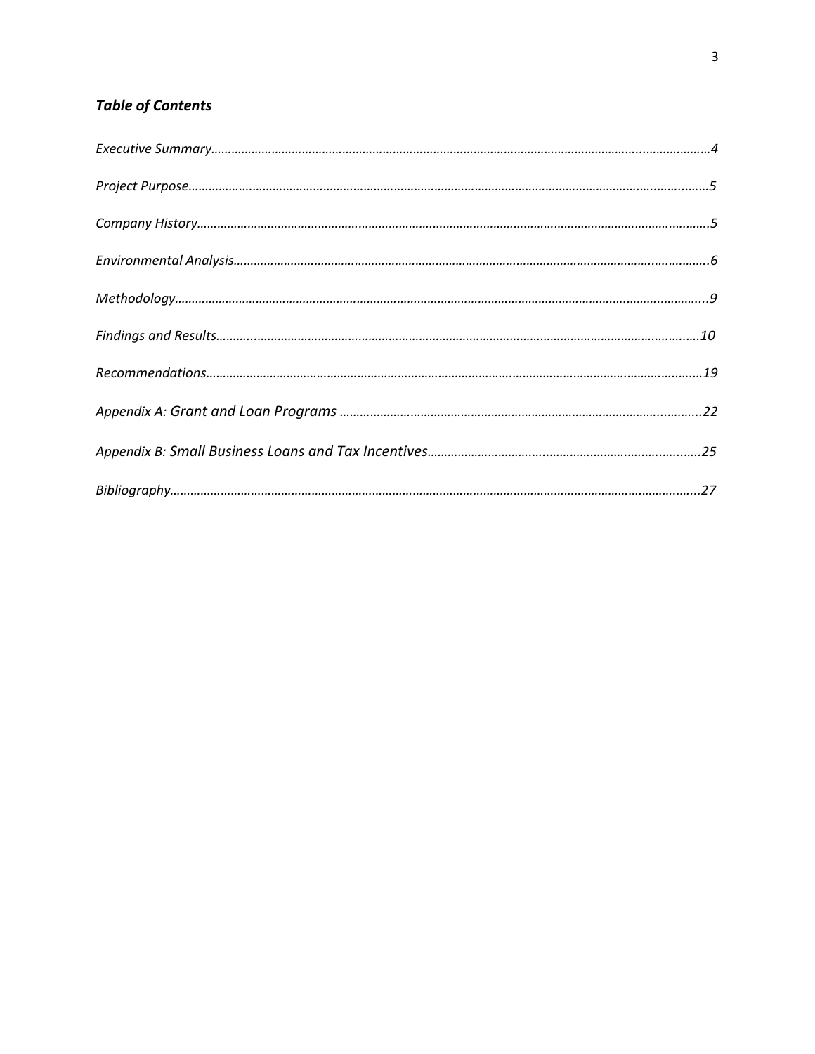## *Table of Contents*

*Executive Summary……………………………………………………………………………………………………………………………4*

*Project Purpose…………………………………………………………………………………………………………………………………5*

*Company History………………………………………………………………………………………………………………………………5*

*Environmental Analysis………………………………………………………………………………………………………………………6*

*Methodology……………………………………………………………………………………………………………………………………9*

*Findings and Results…………………………………………………………………………………………………………………………10*

*Recommendations……………………………………………………………………………………………………………………………19*

*Appendix A: Grant and Loan Programs ……………………………………………………………………………………………22*

*Appendix B: Small Business Loans and Tax Incentives………………………………………………………………………25*

*Bibliography……………………………………………………………………………………………………………………………………27*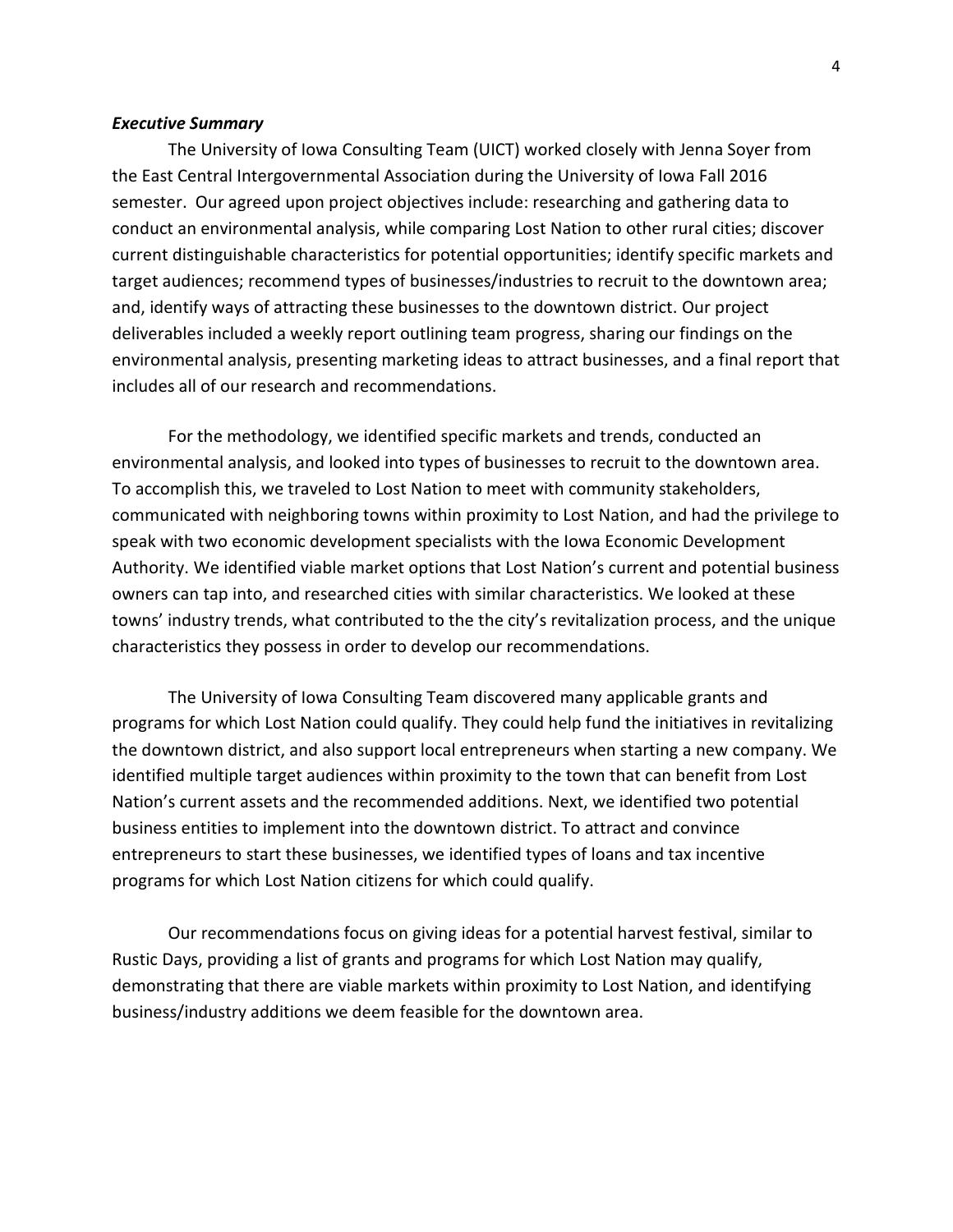***Executive Summary***

The University of Iowa Consulting Team (UICT) worked closely with Jenna Soyer from the East Central Intergovernmental Association during the University of Iowa Fall 2016 semester. Our agreed upon project objectives include: researching and gathering data to conduct an environmental analysis, while comparing Lost Nation to other rural cities; discover current distinguishable characteristics for potential opportunities; identify specific markets and target audiences; recommend types of businesses/industries to recruit to the downtown area; and, identify ways of attracting these businesses to the downtown district. Our project deliverables included a weekly report outlining team progress, sharing our findings on the environmental analysis, presenting marketing ideas to attract businesses, and a final report that includes all of our research and recommendations.

For the methodology, we identified specific markets and trends, conducted an environmental analysis, and looked into types of businesses to recruit to the downtown area. To accomplish this, we traveled to Lost Nation to meet with community stakeholders, communicated with neighboring towns within proximity to Lost Nation, and had the privilege to speak with two economic development specialists with the Iowa Economic Development Authority. We identified viable market options that Lost Nation's current and potential business owners can tap into, and researched cities with similar characteristics. We looked at these towns' industry trends, what contributed to the the city's revitalization process, and the unique characteristics they possess in order to develop our recommendations.

The University of Iowa Consulting Team discovered many applicable grants and programs for which Lost Nation could qualify. They could help fund the initiatives in revitalizing the downtown district, and also support local entrepreneurs when starting a new company. We identified multiple target audiences within proximity to the town that can benefit from Lost Nation's current assets and the recommended additions. Next, we identified two potential business entities to implement into the downtown district. To attract and convince entrepreneurs to start these businesses, we identified types of loans and tax incentive programs for which Lost Nation citizens for which could qualify.

Our recommendations focus on giving ideas for a potential harvest festival, similar to Rustic Days, providing a list of grants and programs for which Lost Nation may qualify, demonstrating that there are viable markets within proximity to Lost Nation, and identifying business/industry additions we deem feasible for the downtown area.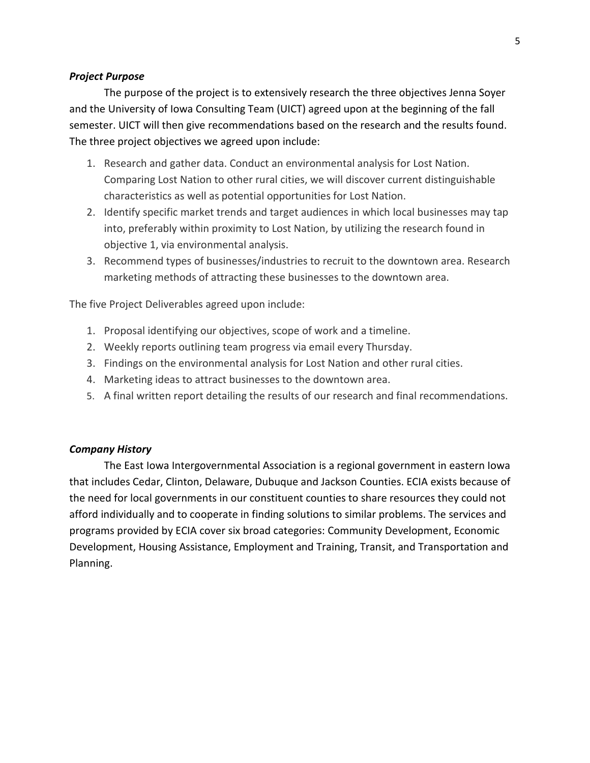### *Project Purpose*

The purpose of the project is to extensively research the three objectives Jenna Soyer and the University of Iowa Consulting Team (UICT) agreed upon at the beginning of the fall semester. UICT will then give recommendations based on the research and the results found. The three project objectives we agreed upon include:

1. Research and gather data. Conduct an environmental analysis for Lost Nation. Comparing Lost Nation to other rural cities, we will discover current distinguishable characteristics as well as potential opportunities for Lost Nation.
2. Identify specific market trends and target audiences in which local businesses may tap into, preferably within proximity to Lost Nation, by utilizing the research found in objective 1, via environmental analysis.
3. Recommend types of businesses/industries to recruit to the downtown area. Research marketing methods of attracting these businesses to the downtown area.

The five Project Deliverables agreed upon include:

1. Proposal identifying our objectives, scope of work and a timeline.
2. Weekly reports outlining team progress via email every Thursday.
3. Findings on the environmental analysis for Lost Nation and other rural cities.
4. Marketing ideas to attract businesses to the downtown area.
5. A final written report detailing the results of our research and final recommendations.

### *Company History*

The East Iowa Intergovernmental Association is a regional government in eastern Iowa that includes Cedar, Clinton, Delaware, Dubuque and Jackson Counties. ECIA exists because of the need for local governments in our constituent counties to share resources they could not afford individually and to cooperate in finding solutions to similar problems. The services and programs provided by ECIA cover six broad categories: Community Development, Economic Development, Housing Assistance, Employment and Training, Transit, and Transportation and Planning.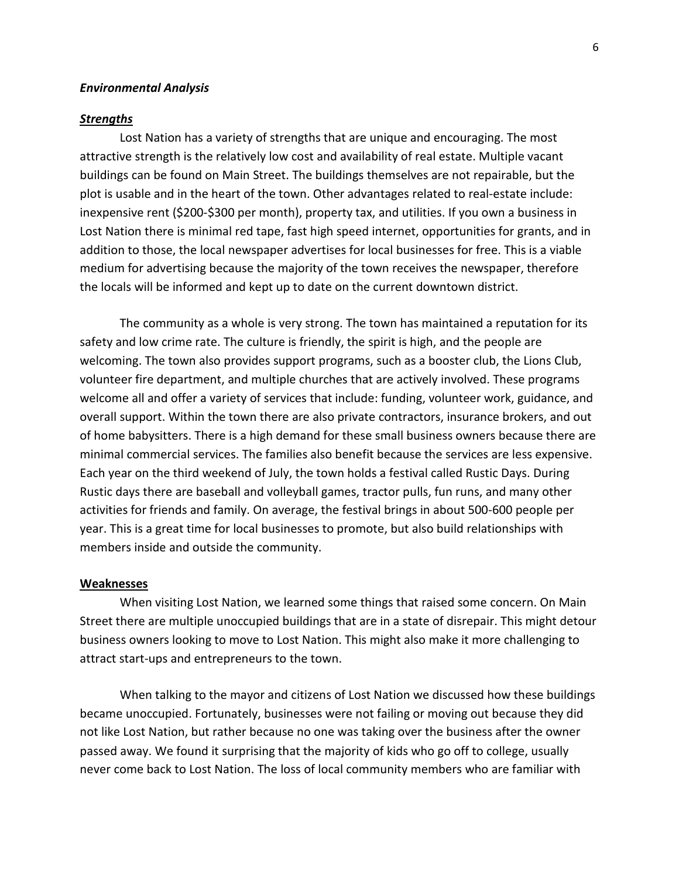***Environmental Analysis***

***<u>Strengths</u>***

Lost Nation has a variety of strengths that are unique and encouraging. The most attractive strength is the relatively low cost and availability of real estate. Multiple vacant buildings can be found on Main Street. The buildings themselves are not repairable, but the plot is usable and in the heart of the town. Other advantages related to real-estate include: inexpensive rent ($200-$300 per month), property tax, and utilities. If you own a business in Lost Nation there is minimal red tape, fast high speed internet, opportunities for grants, and in addition to those, the local newspaper advertises for local businesses for free. This is a viable medium for advertising because the majority of the town receives the newspaper, therefore the locals will be informed and kept up to date on the current downtown district.

The community as a whole is very strong. The town has maintained a reputation for its safety and low crime rate. The culture is friendly, the spirit is high, and the people are welcoming. The town also provides support programs, such as a booster club, the Lions Club, volunteer fire department, and multiple churches that are actively involved. These programs welcome all and offer a variety of services that include: funding, volunteer work, guidance, and overall support. Within the town there are also private contractors, insurance brokers, and out of home babysitters. There is a high demand for these small business owners because there are minimal commercial services. The families also benefit because the services are less expensive. Each year on the third weekend of July, the town holds a festival called Rustic Days. During Rustic days there are baseball and volleyball games, tractor pulls, fun runs, and many other activities for friends and family. On average, the festival brings in about 500-600 people per year. This is a great time for local businesses to promote, but also build relationships with members inside and outside the community.

**<u>Weaknesses</u>**

When visiting Lost Nation, we learned some things that raised some concern. On Main Street there are multiple unoccupied buildings that are in a state of disrepair. This might detour business owners looking to move to Lost Nation. This might also make it more challenging to attract start-ups and entrepreneurs to the town.

When talking to the mayor and citizens of Lost Nation we discussed how these buildings became unoccupied. Fortunately, businesses were not failing or moving out because they did not like Lost Nation, but rather because no one was taking over the business after the owner passed away. We found it surprising that the majority of kids who go off to college, usually never come back to Lost Nation. The loss of local community members who are familiar with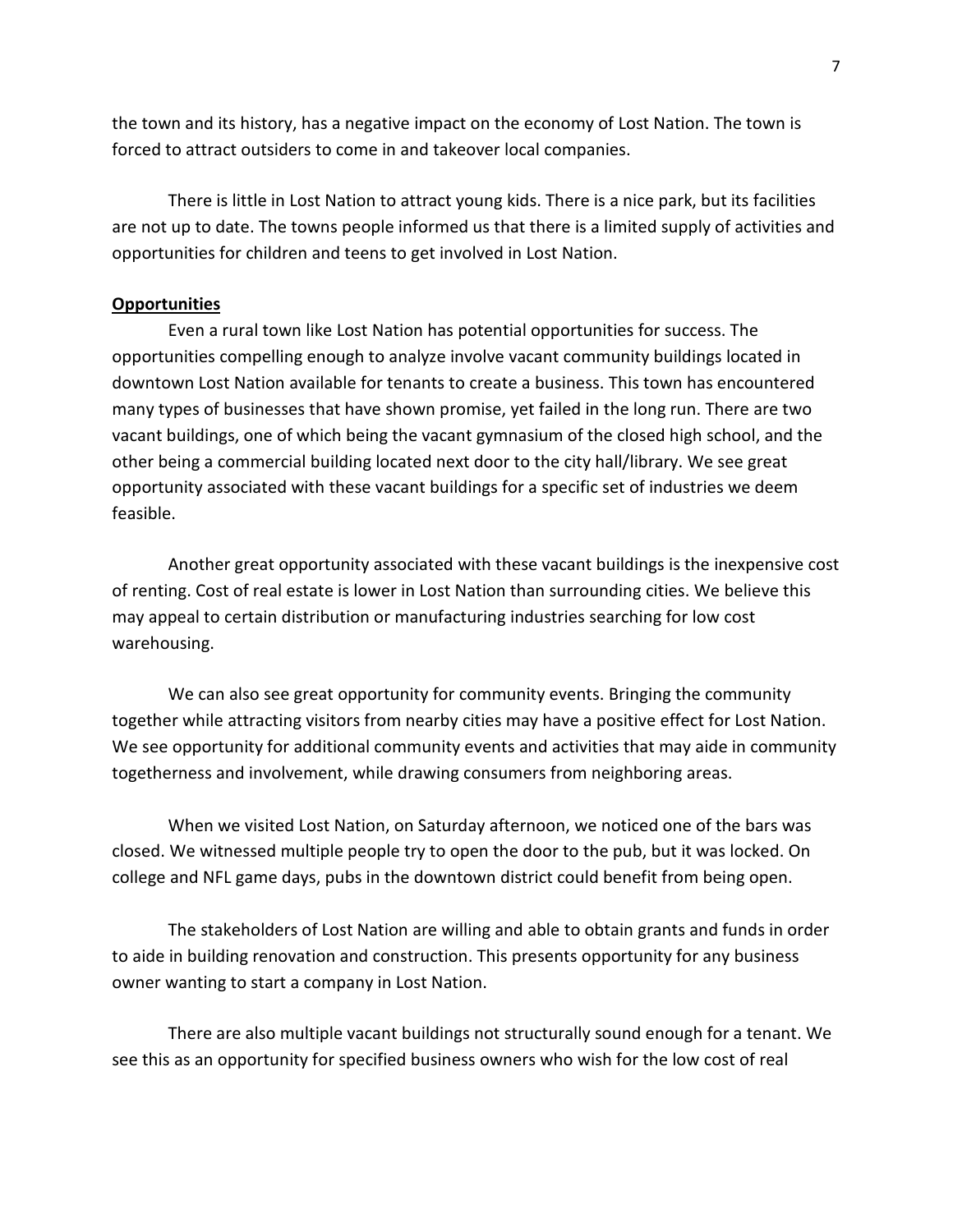the town and its history, has a negative impact on the economy of Lost Nation. The town is forced to attract outsiders to come in and takeover local companies.

There is little in Lost Nation to attract young kids. There is a nice park, but its facilities are not up to date. The towns people informed us that there is a limited supply of activities and opportunities for children and teens to get involved in Lost Nation.

**Opportunities**

Even a rural town like Lost Nation has potential opportunities for success. The opportunities compelling enough to analyze involve vacant community buildings located in downtown Lost Nation available for tenants to create a business. This town has encountered many types of businesses that have shown promise, yet failed in the long run. There are two vacant buildings, one of which being the vacant gymnasium of the closed high school, and the other being a commercial building located next door to the city hall/library. We see great opportunity associated with these vacant buildings for a specific set of industries we deem feasible.

Another great opportunity associated with these vacant buildings is the inexpensive cost of renting. Cost of real estate is lower in Lost Nation than surrounding cities. We believe this may appeal to certain distribution or manufacturing industries searching for low cost warehousing.

We can also see great opportunity for community events. Bringing the community together while attracting visitors from nearby cities may have a positive effect for Lost Nation. We see opportunity for additional community events and activities that may aide in community togetherness and involvement, while drawing consumers from neighboring areas.

When we visited Lost Nation, on Saturday afternoon, we noticed one of the bars was closed. We witnessed multiple people try to open the door to the pub, but it was locked. On college and NFL game days, pubs in the downtown district could benefit from being open.

The stakeholders of Lost Nation are willing and able to obtain grants and funds in order to aide in building renovation and construction. This presents opportunity for any business owner wanting to start a company in Lost Nation.

There are also multiple vacant buildings not structurally sound enough for a tenant. We see this as an opportunity for specified business owners who wish for the low cost of real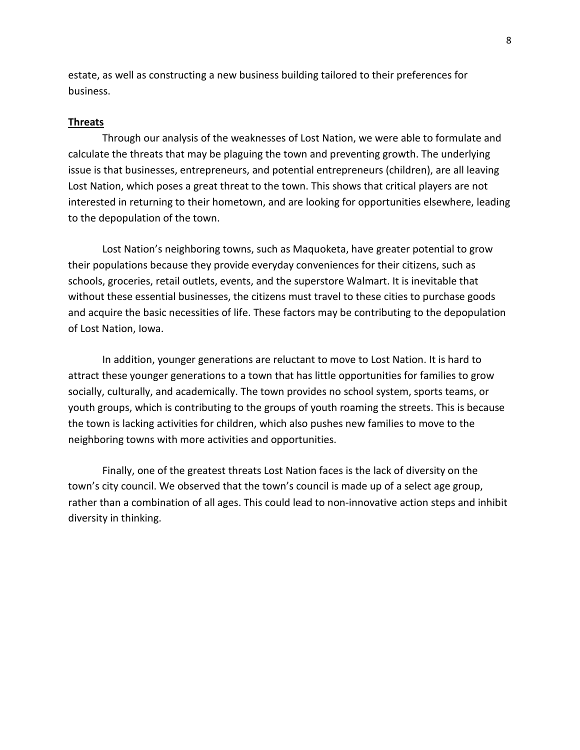estate, as well as constructing a new business building tailored to their preferences for business.

## Threats

Through our analysis of the weaknesses of Lost Nation, we were able to formulate and calculate the threats that may be plaguing the town and preventing growth. The underlying issue is that businesses, entrepreneurs, and potential entrepreneurs (children), are all leaving Lost Nation, which poses a great threat to the town. This shows that critical players are not interested in returning to their hometown, and are looking for opportunities elsewhere, leading to the depopulation of the town.

Lost Nation's neighboring towns, such as Maquoketa, have greater potential to grow their populations because they provide everyday conveniences for their citizens, such as schools, groceries, retail outlets, events, and the superstore Walmart. It is inevitable that without these essential businesses, the citizens must travel to these cities to purchase goods and acquire the basic necessities of life. These factors may be contributing to the depopulation of Lost Nation, Iowa.

In addition, younger generations are reluctant to move to Lost Nation. It is hard to attract these younger generations to a town that has little opportunities for families to grow socially, culturally, and academically. The town provides no school system, sports teams, or youth groups, which is contributing to the groups of youth roaming the streets. This is because the town is lacking activities for children, which also pushes new families to move to the neighboring towns with more activities and opportunities.

Finally, one of the greatest threats Lost Nation faces is the lack of diversity on the town's city council. We observed that the town's council is made up of a select age group, rather than a combination of all ages. This could lead to non-innovative action steps and inhibit diversity in thinking.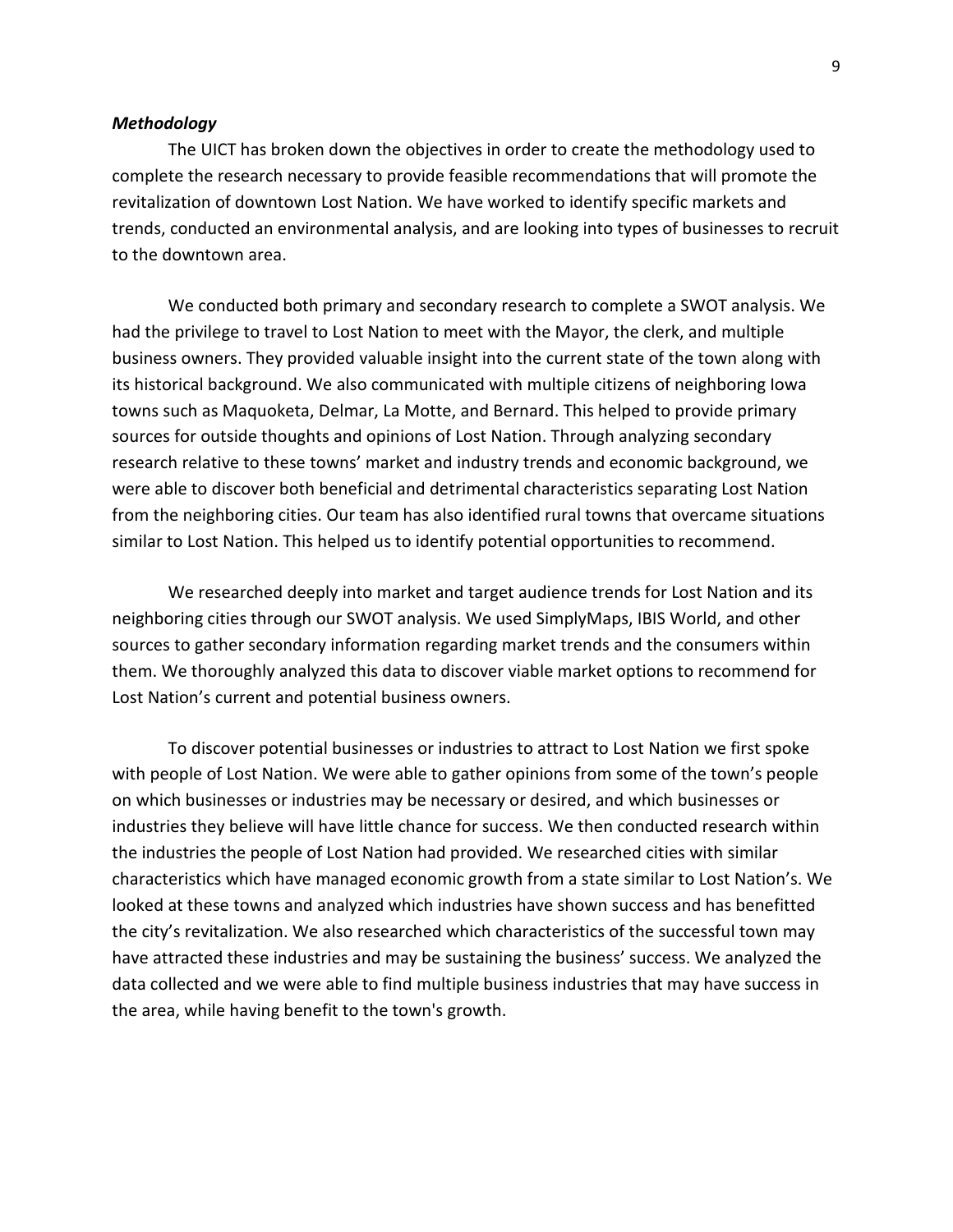***Methodology***

The UICT has broken down the objectives in order to create the methodology used to complete the research necessary to provide feasible recommendations that will promote the revitalization of downtown Lost Nation. We have worked to identify specific markets and trends, conducted an environmental analysis, and are looking into types of businesses to recruit to the downtown area.

We conducted both primary and secondary research to complete a SWOT analysis. We had the privilege to travel to Lost Nation to meet with the Mayor, the clerk, and multiple business owners. They provided valuable insight into the current state of the town along with its historical background. We also communicated with multiple citizens of neighboring Iowa towns such as Maquoketa, Delmar, La Motte, and Bernard. This helped to provide primary sources for outside thoughts and opinions of Lost Nation. Through analyzing secondary research relative to these towns' market and industry trends and economic background, we were able to discover both beneficial and detrimental characteristics separating Lost Nation from the neighboring cities. Our team has also identified rural towns that overcame situations similar to Lost Nation. This helped us to identify potential opportunities to recommend.

We researched deeply into market and target audience trends for Lost Nation and its neighboring cities through our SWOT analysis. We used SimplyMaps, IBIS World, and other sources to gather secondary information regarding market trends and the consumers within them. We thoroughly analyzed this data to discover viable market options to recommend for Lost Nation's current and potential business owners.

To discover potential businesses or industries to attract to Lost Nation we first spoke with people of Lost Nation. We were able to gather opinions from some of the town's people on which businesses or industries may be necessary or desired, and which businesses or industries they believe will have little chance for success. We then conducted research within the industries the people of Lost Nation had provided. We researched cities with similar characteristics which have managed economic growth from a state similar to Lost Nation's. We looked at these towns and analyzed which industries have shown success and has benefitted the city's revitalization. We also researched which characteristics of the successful town may have attracted these industries and may be sustaining the business' success. We analyzed the data collected and we were able to find multiple business industries that may have success in the area, while having benefit to the town's growth.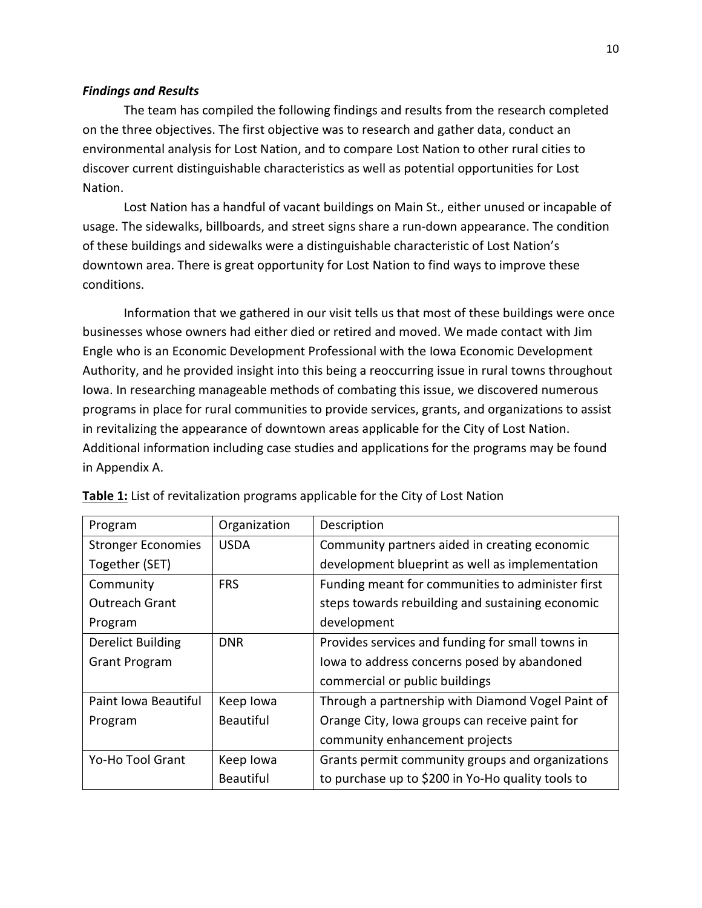***Findings and Results***

The team has compiled the following findings and results from the research completed on the three objectives. The first objective was to research and gather data, conduct an environmental analysis for Lost Nation, and to compare Lost Nation to other rural cities to discover current distinguishable characteristics as well as potential opportunities for Lost Nation.

Lost Nation has a handful of vacant buildings on Main St., either unused or incapable of usage. The sidewalks, billboards, and street signs share a run-down appearance. The condition of these buildings and sidewalks were a distinguishable characteristic of Lost Nation's downtown area. There is great opportunity for Lost Nation to find ways to improve these conditions.

Information that we gathered in our visit tells us that most of these buildings were once businesses whose owners had either died or retired and moved. We made contact with Jim Engle who is an Economic Development Professional with the Iowa Economic Development Authority, and he provided insight into this being a reoccurring issue in rural towns throughout Iowa. In researching manageable methods of combating this issue, we discovered numerous programs in place for rural communities to provide services, grants, and organizations to assist in revitalizing the appearance of downtown areas applicable for the City of Lost Nation. Additional information including case studies and applications for the programs may be found in Appendix A.

**Table 1:** List of revitalization programs applicable for the City of Lost Nation

| Program | Organization | Description |
|---|---|---|
| Stronger Economies Together (SET) | USDA | Community partners aided in creating economic development blueprint as well as implementation |
| Community Outreach Grant Program | FRS | Funding meant for communities to administer first steps towards rebuilding and sustaining economic development |
| Derelict Building Grant Program | DNR | Provides services and funding for small towns in Iowa to address concerns posed by abandoned commercial or public buildings |
| Paint Iowa Beautiful Program | Keep Iowa Beautiful | Through a partnership with Diamond Vogel Paint of Orange City, Iowa groups can receive paint for community enhancement projects |
| Yo-Ho Tool Grant | Keep Iowa Beautiful | Grants permit community groups and organizations to purchase up to $200 in Yo-Ho quality tools to |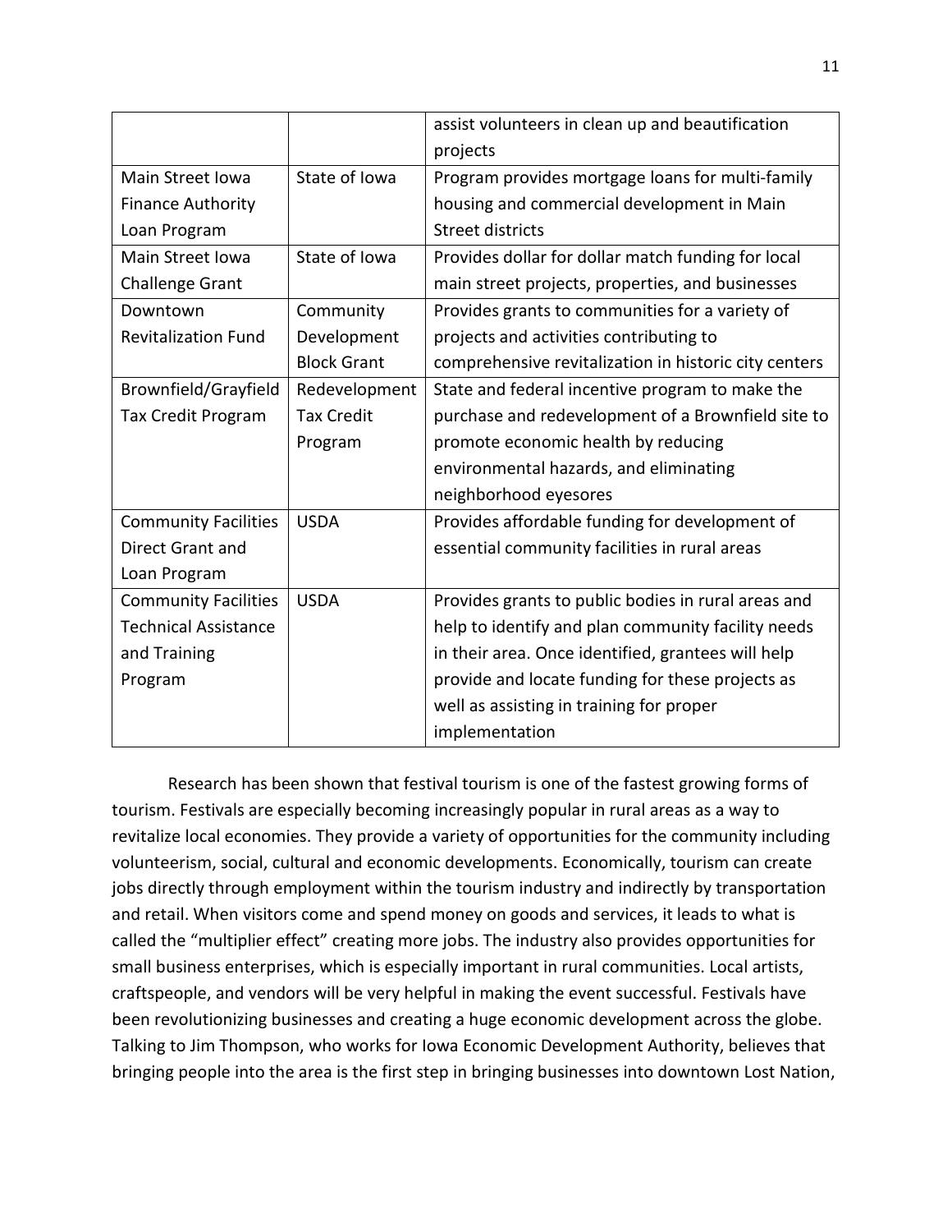| | | assist volunteers in clean up and beautification projects |
|---|---|---|
| Main Street Iowa Finance Authority Loan Program | State of Iowa | Program provides mortgage loans for multi-family housing and commercial development in Main Street districts |
| Main Street Iowa Challenge Grant | State of Iowa | Provides dollar for dollar match funding for local main street projects, properties, and businesses |
| Downtown Revitalization Fund | Community Development Block Grant | Provides grants to communities for a variety of projects and activities contributing to comprehensive revitalization in historic city centers |
| Brownfield/Grayfield Tax Credit Program | Redevelopment Tax Credit Program | State and federal incentive program to make the purchase and redevelopment of a Brownfield site to promote economic health by reducing environmental hazards, and eliminating neighborhood eyesores |
| Community Facilities Direct Grant and Loan Program | USDA | Provides affordable funding for development of essential community facilities in rural areas |
| Community Facilities Technical Assistance and Training Program | USDA | Provides grants to public bodies in rural areas and help to identify and plan community facility needs in their area. Once identified, grantees will help provide and locate funding for these projects as well as assisting in training for proper implementation |

Research has been shown that festival tourism is one of the fastest growing forms of tourism. Festivals are especially becoming increasingly popular in rural areas as a way to revitalize local economies. They provide a variety of opportunities for the community including volunteerism, social, cultural and economic developments. Economically, tourism can create jobs directly through employment within the tourism industry and indirectly by transportation and retail. When visitors come and spend money on goods and services, it leads to what is called the "multiplier effect" creating more jobs. The industry also provides opportunities for small business enterprises, which is especially important in rural communities. Local artists, craftspeople, and vendors will be very helpful in making the event successful. Festivals have been revolutionizing businesses and creating a huge economic development across the globe. Talking to Jim Thompson, who works for Iowa Economic Development Authority, believes that bringing people into the area is the first step in bringing businesses into downtown Lost Nation,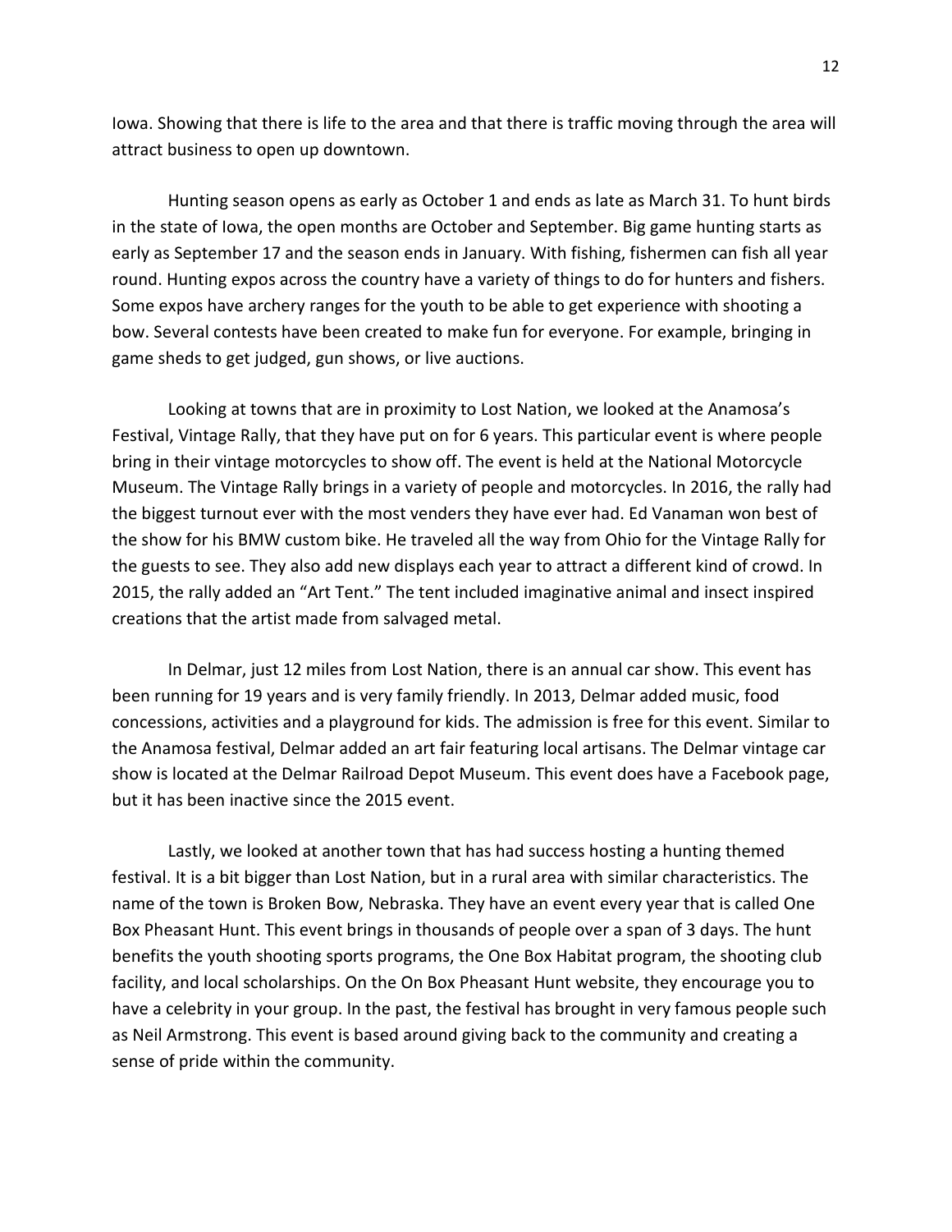Iowa. Showing that there is life to the area and that there is traffic moving through the area will attract business to open up downtown.

Hunting season opens as early as October 1 and ends as late as March 31. To hunt birds in the state of Iowa, the open months are October and September. Big game hunting starts as early as September 17 and the season ends in January. With fishing, fishermen can fish all year round. Hunting expos across the country have a variety of things to do for hunters and fishers. Some expos have archery ranges for the youth to be able to get experience with shooting a bow. Several contests have been created to make fun for everyone. For example, bringing in game sheds to get judged, gun shows, or live auctions.

Looking at towns that are in proximity to Lost Nation, we looked at the Anamosa's Festival, Vintage Rally, that they have put on for 6 years. This particular event is where people bring in their vintage motorcycles to show off. The event is held at the National Motorcycle Museum. The Vintage Rally brings in a variety of people and motorcycles. In 2016, the rally had the biggest turnout ever with the most venders they have ever had. Ed Vanaman won best of the show for his BMW custom bike. He traveled all the way from Ohio for the Vintage Rally for the guests to see. They also add new displays each year to attract a different kind of crowd. In 2015, the rally added an "Art Tent." The tent included imaginative animal and insect inspired creations that the artist made from salvaged metal.

In Delmar, just 12 miles from Lost Nation, there is an annual car show. This event has been running for 19 years and is very family friendly. In 2013, Delmar added music, food concessions, activities and a playground for kids. The admission is free for this event. Similar to the Anamosa festival, Delmar added an art fair featuring local artisans. The Delmar vintage car show is located at the Delmar Railroad Depot Museum. This event does have a Facebook page, but it has been inactive since the 2015 event.

Lastly, we looked at another town that has had success hosting a hunting themed festival. It is a bit bigger than Lost Nation, but in a rural area with similar characteristics. The name of the town is Broken Bow, Nebraska. They have an event every year that is called One Box Pheasant Hunt. This event brings in thousands of people over a span of 3 days. The hunt benefits the youth shooting sports programs, the One Box Habitat program, the shooting club facility, and local scholarships. On the On Box Pheasant Hunt website, they encourage you to have a celebrity in your group. In the past, the festival has brought in very famous people such as Neil Armstrong. This event is based around giving back to the community and creating a sense of pride within the community.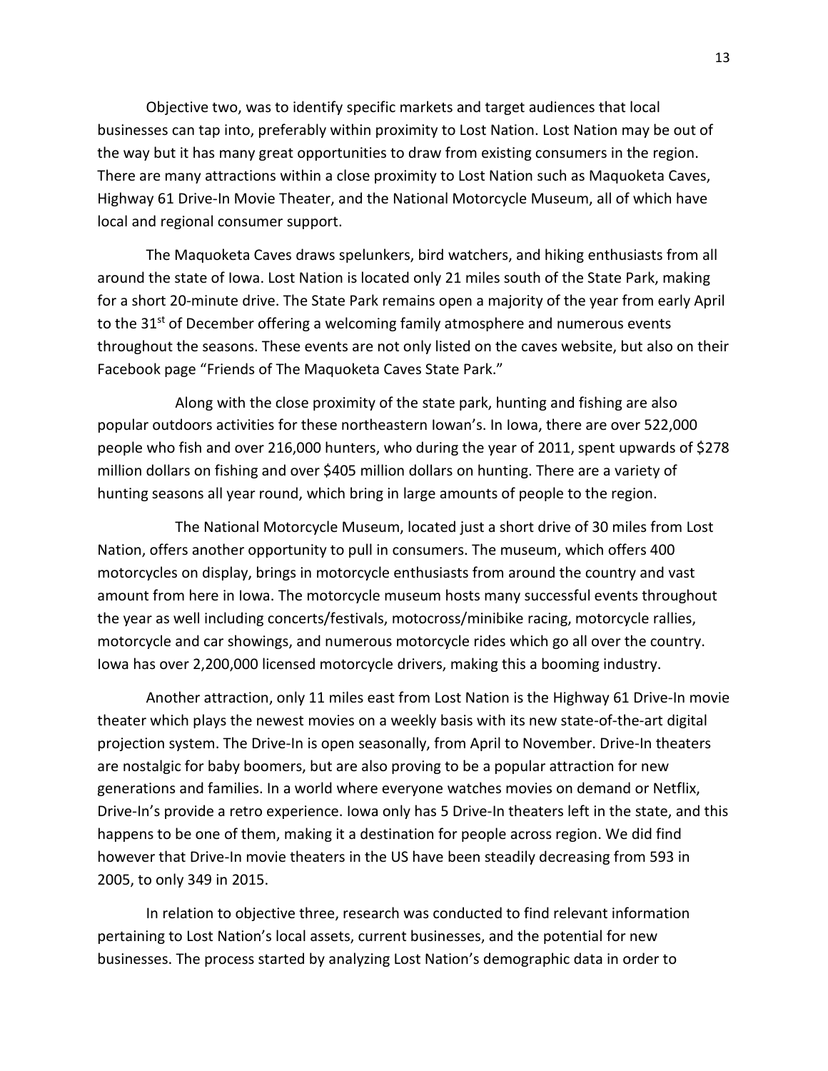Objective two, was to identify specific markets and target audiences that local businesses can tap into, preferably within proximity to Lost Nation. Lost Nation may be out of the way but it has many great opportunities to draw from existing consumers in the region. There are many attractions within a close proximity to Lost Nation such as Maquoketa Caves, Highway 61 Drive-In Movie Theater, and the National Motorcycle Museum, all of which have local and regional consumer support.

The Maquoketa Caves draws spelunkers, bird watchers, and hiking enthusiasts from all around the state of Iowa. Lost Nation is located only 21 miles south of the State Park, making for a short 20-minute drive. The State Park remains open a majority of the year from early April to the 31st of December offering a welcoming family atmosphere and numerous events throughout the seasons. These events are not only listed on the caves website, but also on their Facebook page "Friends of The Maquoketa Caves State Park."

Along with the close proximity of the state park, hunting and fishing are also popular outdoors activities for these northeastern Iowan's. In Iowa, there are over 522,000 people who fish and over 216,000 hunters, who during the year of 2011, spent upwards of $278 million dollars on fishing and over $405 million dollars on hunting. There are a variety of hunting seasons all year round, which bring in large amounts of people to the region.

The National Motorcycle Museum, located just a short drive of 30 miles from Lost Nation, offers another opportunity to pull in consumers. The museum, which offers 400 motorcycles on display, brings in motorcycle enthusiasts from around the country and vast amount from here in Iowa. The motorcycle museum hosts many successful events throughout the year as well including concerts/festivals, motocross/minibike racing, motorcycle rallies, motorcycle and car showings, and numerous motorcycle rides which go all over the country. Iowa has over 2,200,000 licensed motorcycle drivers, making this a booming industry.

Another attraction, only 11 miles east from Lost Nation is the Highway 61 Drive-In movie theater which plays the newest movies on a weekly basis with its new state-of-the-art digital projection system. The Drive-In is open seasonally, from April to November. Drive-In theaters are nostalgic for baby boomers, but are also proving to be a popular attraction for new generations and families. In a world where everyone watches movies on demand or Netflix, Drive-In's provide a retro experience. Iowa only has 5 Drive-In theaters left in the state, and this happens to be one of them, making it a destination for people across region. We did find however that Drive-In movie theaters in the US have been steadily decreasing from 593 in 2005, to only 349 in 2015.

In relation to objective three, research was conducted to find relevant information pertaining to Lost Nation's local assets, current businesses, and the potential for new businesses. The process started by analyzing Lost Nation's demographic data in order to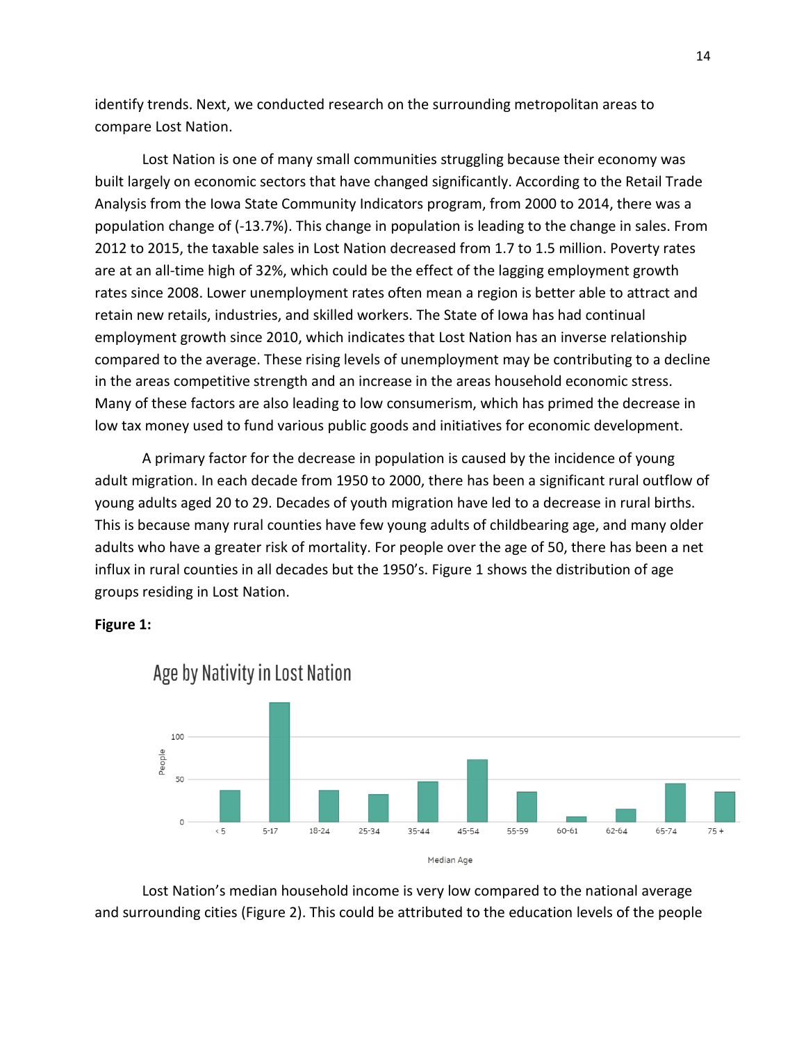identify trends. Next, we conducted research on the surrounding metropolitan areas to compare Lost Nation.

Lost Nation is one of many small communities struggling because their economy was built largely on economic sectors that have changed significantly. According to the Retail Trade Analysis from the Iowa State Community Indicators program, from 2000 to 2014, there was a population change of (-13.7%). This change in population is leading to the change in sales. From 2012 to 2015, the taxable sales in Lost Nation decreased from 1.7 to 1.5 million. Poverty rates are at an all-time high of 32%, which could be the effect of the lagging employment growth rates since 2008. Lower unemployment rates often mean a region is better able to attract and retain new retails, industries, and skilled workers. The State of Iowa has had continual employment growth since 2010, which indicates that Lost Nation has an inverse relationship compared to the average. These rising levels of unemployment may be contributing to a decline in the areas competitive strength and an increase in the areas household economic stress. Many of these factors are also leading to low consumerism, which has primed the decrease in low tax money used to fund various public goods and initiatives for economic development.

A primary factor for the decrease in population is caused by the incidence of young adult migration. In each decade from 1950 to 2000, there has been a significant rural outflow of young adults aged 20 to 29. Decades of youth migration have led to a decrease in rural births. This is because many rural counties have few young adults of childbearing age, and many older adults who have a greater risk of mortality. For people over the age of 50, there has been a net influx in rural counties in all decades but the 1950's. Figure 1 shows the distribution of age groups residing in Lost Nation.

**Figure 1:**

Age by Nativity in Lost Nation

| Median Age | People (approx.) |
|---|---|
| < 5 | 37 |
| 5-17 | 140 |
| 18-24 | 37 |
| 25-34 | 32 |
| 35-44 | 47 |
| 45-54 | 73 |
| 55-59 | 35 |
| 60-61 | 6 |
| 62-64 | 15 |
| 65-74 | 45 |
| 75 + | 35 |

Lost Nation's median household income is very low compared to the national average and surrounding cities (Figure 2). This could be attributed to the education levels of the people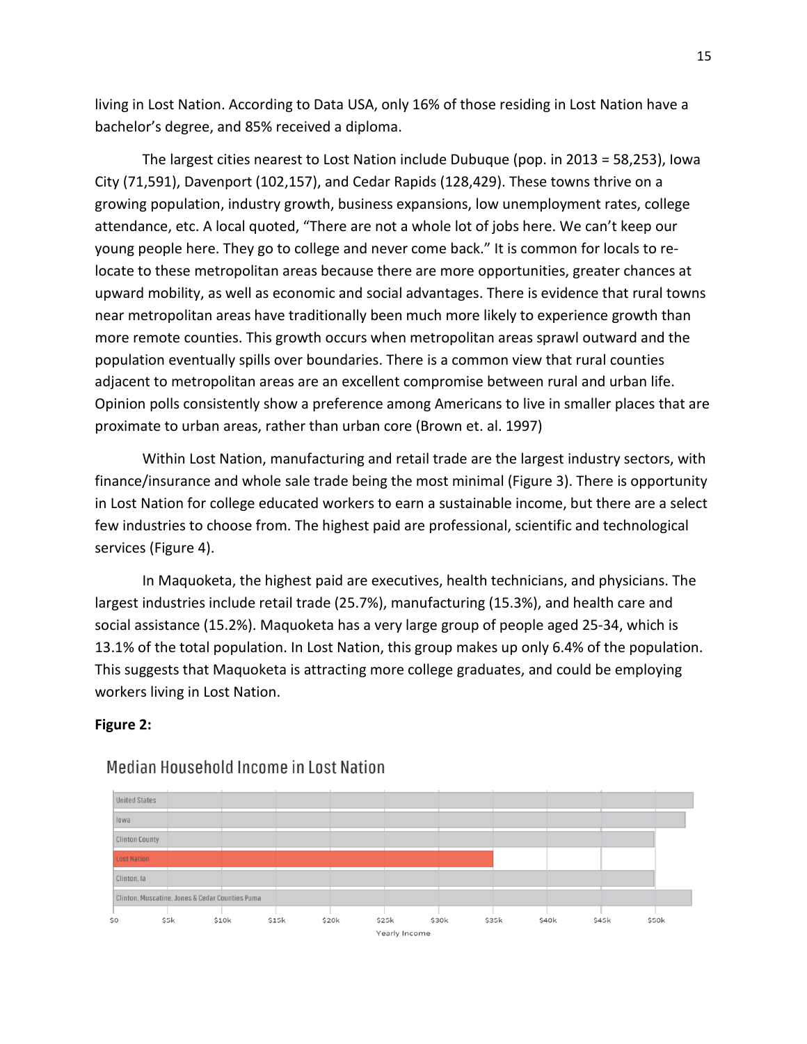living in Lost Nation. According to Data USA, only 16% of those residing in Lost Nation have a bachelor's degree, and 85% received a diploma.

The largest cities nearest to Lost Nation include Dubuque (pop. in 2013 = 58,253), Iowa City (71,591), Davenport (102,157), and Cedar Rapids (128,429). These towns thrive on a growing population, industry growth, business expansions, low unemployment rates, college attendance, etc. A local quoted, "There are not a whole lot of jobs here. We can't keep our young people here. They go to college and never come back." It is common for locals to re-locate to these metropolitan areas because there are more opportunities, greater chances at upward mobility, as well as economic and social advantages. There is evidence that rural towns near metropolitan areas have traditionally been much more likely to experience growth than more remote counties. This growth occurs when metropolitan areas sprawl outward and the population eventually spills over boundaries. There is a common view that rural counties adjacent to metropolitan areas are an excellent compromise between rural and urban life. Opinion polls consistently show a preference among Americans to live in smaller places that are proximate to urban areas, rather than urban core (Brown et. al. 1997)

Within Lost Nation, manufacturing and retail trade are the largest industry sectors, with finance/insurance and whole sale trade being the most minimal (Figure 3). There is opportunity in Lost Nation for college educated workers to earn a sustainable income, but there are a select few industries to choose from. The highest paid are professional, scientific and technological services (Figure 4).

In Maquoketa, the highest paid are executives, health technicians, and physicians. The largest industries include retail trade (25.7%), manufacturing (15.3%), and health care and social assistance (15.2%). Maquoketa has a very large group of people aged 25-34, which is 13.1% of the total population. In Lost Nation, this group makes up only 6.4% of the population. This suggests that Maquoketa is attracting more college graduates, and could be employing workers living in Lost Nation.

**Figure 2:**

Median Household Income in Lost Nation

| Area | Yearly Income (approx.) |
|---|---|
| United States | ~$53.5k |
| Iowa | ~$53k |
| Clinton County | ~$50k |
| Lost Nation | ~$35k |
| Clinton, Ia | ~$50k |
| Clinton, Muscatine, Jones & Cedar Counties Puma | ~$53.5k |

Yearly Income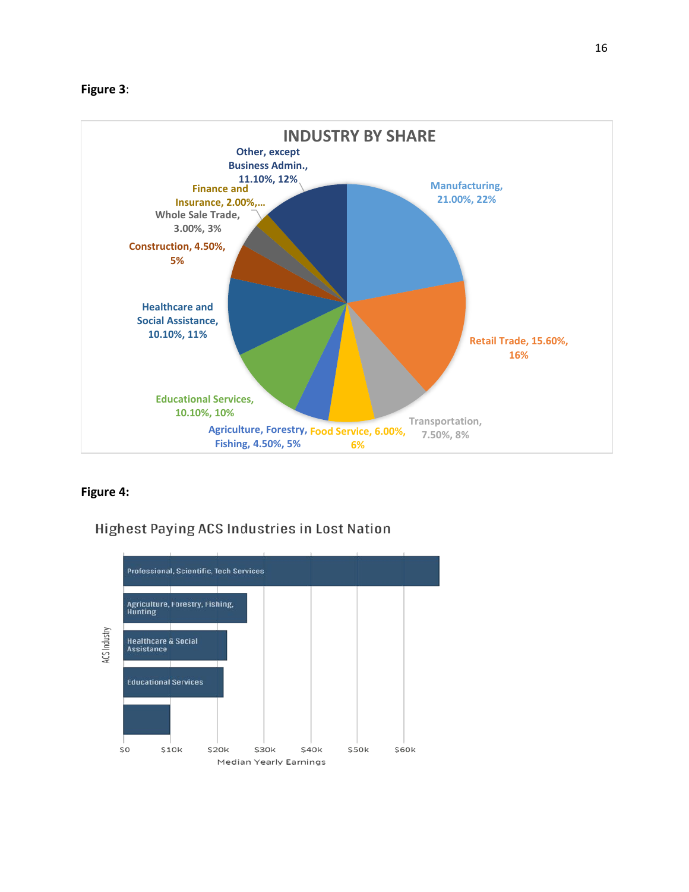**Figure 3**:

**INDUSTRY BY SHARE**

- Manufacturing, 21.00%, 22%
- Retail Trade, 15.60%, 16%
- Transportation, 7.50%, 8%
- Food Service, 6.00%, 6%
- Agriculture, Forestry, Fishing, 4.50%, 5%
- Educational Services, 10.10%, 10%
- Healthcare and Social Assistance, 10.10%, 11%
- Construction, 4.50%, 5%
- Whole Sale Trade, 3.00%, 3%
- Finance and Insurance, 2.00%,...
- Other, except Business Admin., 11.10%, 12%

**Figure 4:**

Highest Paying ACS Industries in Lost Nation

ACS Industry

- Professional, Scientific, Tech Services
- Agriculture, Forestry, Fishing, Hunting
- Healthcare & Social Assistance
- Educational Services

$0 $10k $20k $30k $40k $50k $60k

Median Yearly Earnings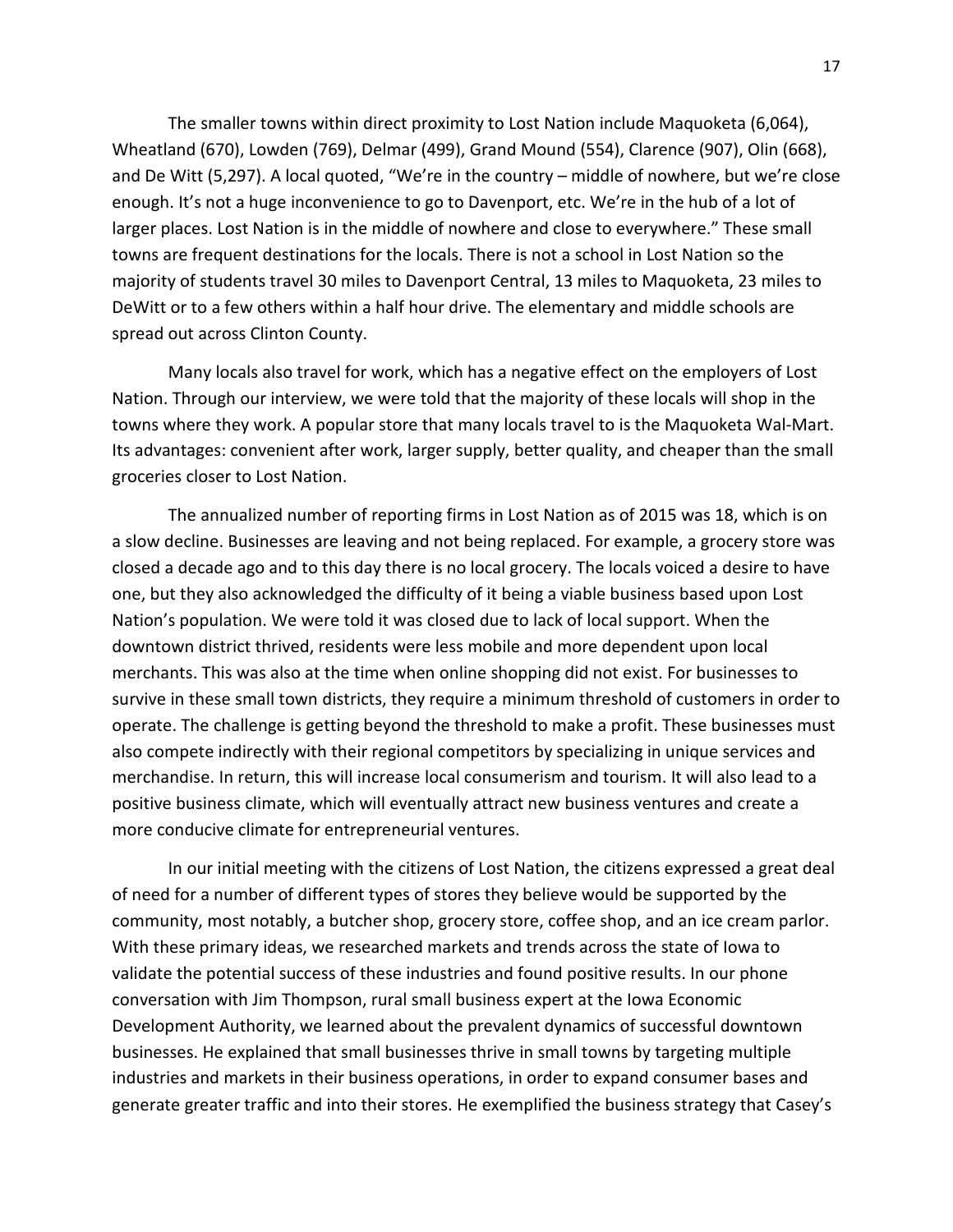The smaller towns within direct proximity to Lost Nation include Maquoketa (6,064), Wheatland (670), Lowden (769), Delmar (499), Grand Mound (554), Clarence (907), Olin (668), and De Witt (5,297). A local quoted, "We're in the country – middle of nowhere, but we're close enough. It's not a huge inconvenience to go to Davenport, etc. We're in the hub of a lot of larger places. Lost Nation is in the middle of nowhere and close to everywhere." These small towns are frequent destinations for the locals. There is not a school in Lost Nation so the majority of students travel 30 miles to Davenport Central, 13 miles to Maquoketa, 23 miles to DeWitt or to a few others within a half hour drive. The elementary and middle schools are spread out across Clinton County.

Many locals also travel for work, which has a negative effect on the employers of Lost Nation. Through our interview, we were told that the majority of these locals will shop in the towns where they work. A popular store that many locals travel to is the Maquoketa Wal-Mart. Its advantages: convenient after work, larger supply, better quality, and cheaper than the small groceries closer to Lost Nation.

The annualized number of reporting firms in Lost Nation as of 2015 was 18, which is on a slow decline. Businesses are leaving and not being replaced. For example, a grocery store was closed a decade ago and to this day there is no local grocery. The locals voiced a desire to have one, but they also acknowledged the difficulty of it being a viable business based upon Lost Nation's population. We were told it was closed due to lack of local support. When the downtown district thrived, residents were less mobile and more dependent upon local merchants. This was also at the time when online shopping did not exist. For businesses to survive in these small town districts, they require a minimum threshold of customers in order to operate. The challenge is getting beyond the threshold to make a profit. These businesses must also compete indirectly with their regional competitors by specializing in unique services and merchandise. In return, this will increase local consumerism and tourism. It will also lead to a positive business climate, which will eventually attract new business ventures and create a more conducive climate for entrepreneurial ventures.

In our initial meeting with the citizens of Lost Nation, the citizens expressed a great deal of need for a number of different types of stores they believe would be supported by the community, most notably, a butcher shop, grocery store, coffee shop, and an ice cream parlor. With these primary ideas, we researched markets and trends across the state of Iowa to validate the potential success of these industries and found positive results. In our phone conversation with Jim Thompson, rural small business expert at the Iowa Economic Development Authority, we learned about the prevalent dynamics of successful downtown businesses. He explained that small businesses thrive in small towns by targeting multiple industries and markets in their business operations, in order to expand consumer bases and generate greater traffic and into their stores. He exemplified the business strategy that Casey's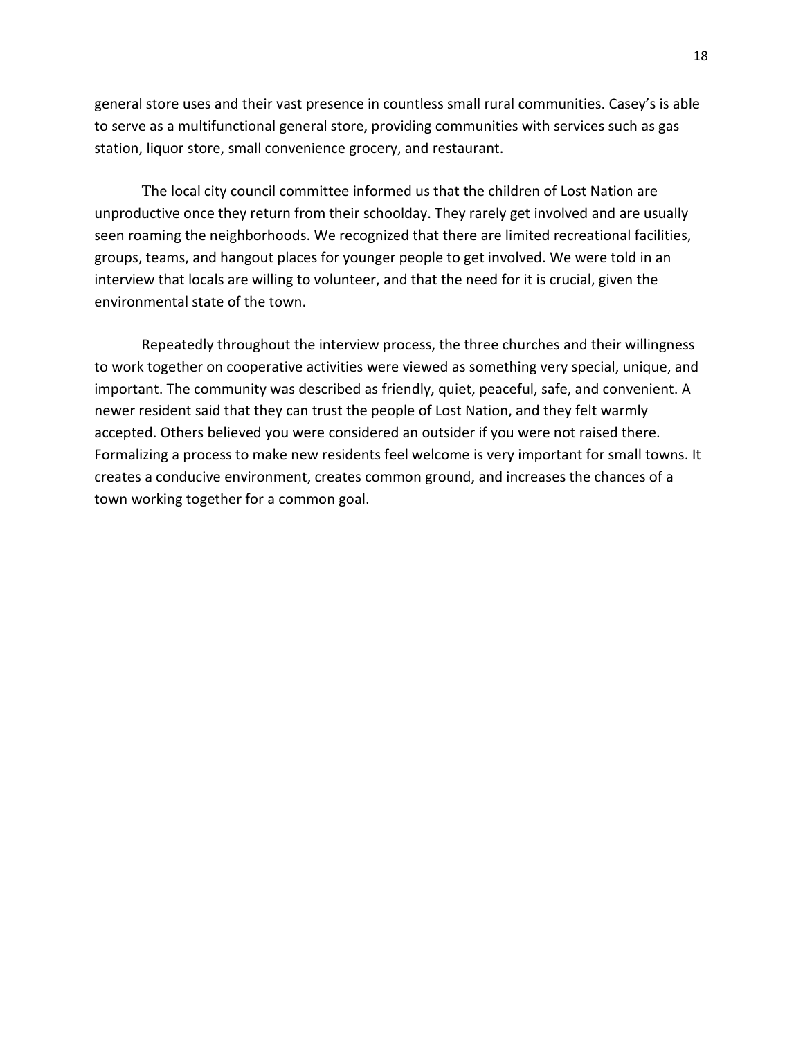general store uses and their vast presence in countless small rural communities. Casey's is able to serve as a multifunctional general store, providing communities with services such as gas station, liquor store, small convenience grocery, and restaurant.

The local city council committee informed us that the children of Lost Nation are unproductive once they return from their schoolday. They rarely get involved and are usually seen roaming the neighborhoods. We recognized that there are limited recreational facilities, groups, teams, and hangout places for younger people to get involved. We were told in an interview that locals are willing to volunteer, and that the need for it is crucial, given the environmental state of the town.

Repeatedly throughout the interview process, the three churches and their willingness to work together on cooperative activities were viewed as something very special, unique, and important. The community was described as friendly, quiet, peaceful, safe, and convenient. A newer resident said that they can trust the people of Lost Nation, and they felt warmly accepted. Others believed you were considered an outsider if you were not raised there. Formalizing a process to make new residents feel welcome is very important for small towns. It creates a conducive environment, creates common ground, and increases the chances of a town working together for a common goal.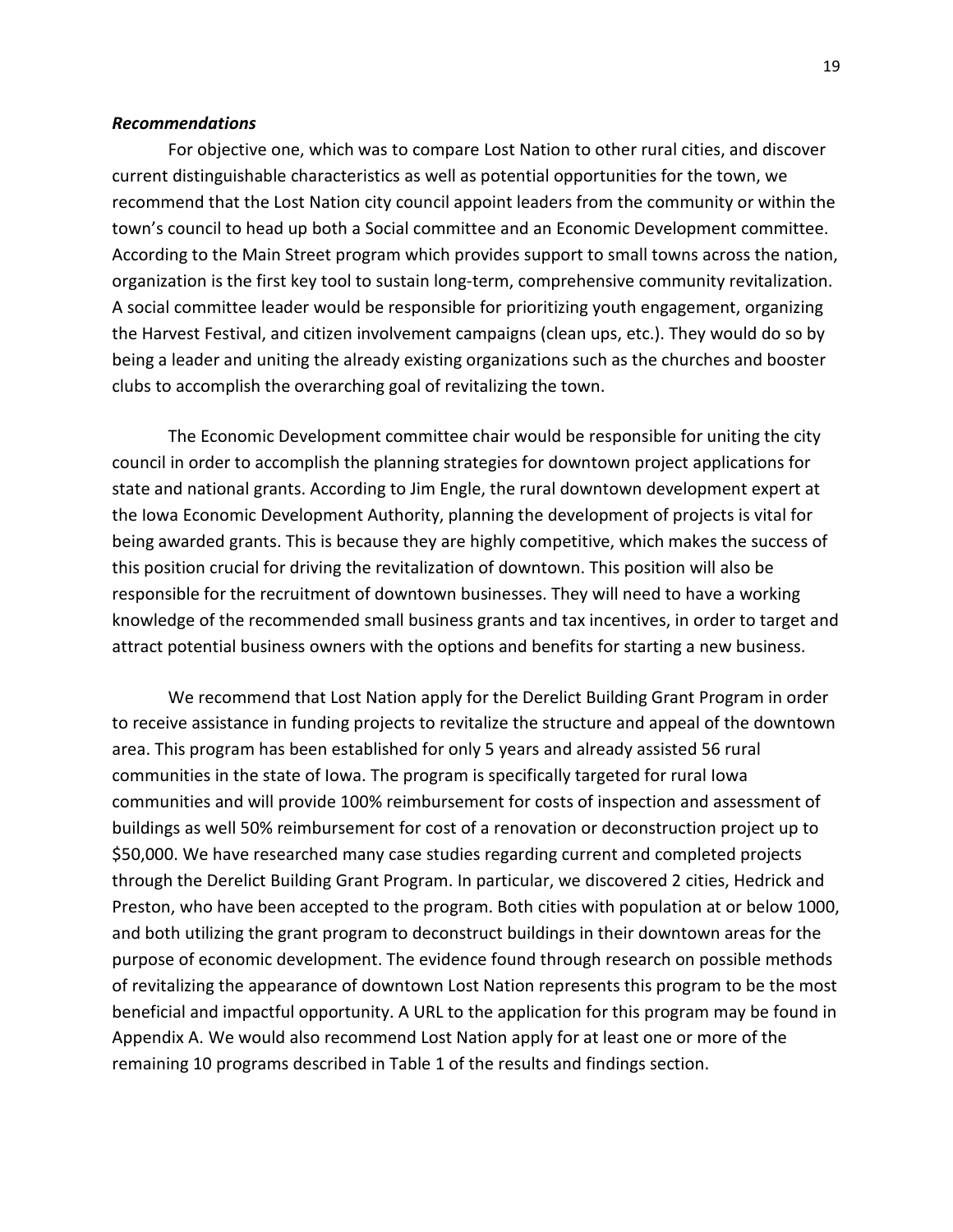***Recommendations***

For objective one, which was to compare Lost Nation to other rural cities, and discover current distinguishable characteristics as well as potential opportunities for the town, we recommend that the Lost Nation city council appoint leaders from the community or within the town's council to head up both a Social committee and an Economic Development committee. According to the Main Street program which provides support to small towns across the nation, organization is the first key tool to sustain long-term, comprehensive community revitalization. A social committee leader would be responsible for prioritizing youth engagement, organizing the Harvest Festival, and citizen involvement campaigns (clean ups, etc.). They would do so by being a leader and uniting the already existing organizations such as the churches and booster clubs to accomplish the overarching goal of revitalizing the town.

The Economic Development committee chair would be responsible for uniting the city council in order to accomplish the planning strategies for downtown project applications for state and national grants. According to Jim Engle, the rural downtown development expert at the Iowa Economic Development Authority, planning the development of projects is vital for being awarded grants. This is because they are highly competitive, which makes the success of this position crucial for driving the revitalization of downtown. This position will also be responsible for the recruitment of downtown businesses. They will need to have a working knowledge of the recommended small business grants and tax incentives, in order to target and attract potential business owners with the options and benefits for starting a new business.

We recommend that Lost Nation apply for the Derelict Building Grant Program in order to receive assistance in funding projects to revitalize the structure and appeal of the downtown area. This program has been established for only 5 years and already assisted 56 rural communities in the state of Iowa. The program is specifically targeted for rural Iowa communities and will provide 100% reimbursement for costs of inspection and assessment of buildings as well 50% reimbursement for cost of a renovation or deconstruction project up to $50,000. We have researched many case studies regarding current and completed projects through the Derelict Building Grant Program. In particular, we discovered 2 cities, Hedrick and Preston, who have been accepted to the program. Both cities with population at or below 1000, and both utilizing the grant program to deconstruct buildings in their downtown areas for the purpose of economic development. The evidence found through research on possible methods of revitalizing the appearance of downtown Lost Nation represents this program to be the most beneficial and impactful opportunity. A URL to the application for this program may be found in Appendix A. We would also recommend Lost Nation apply for at least one or more of the remaining 10 programs described in Table 1 of the results and findings section.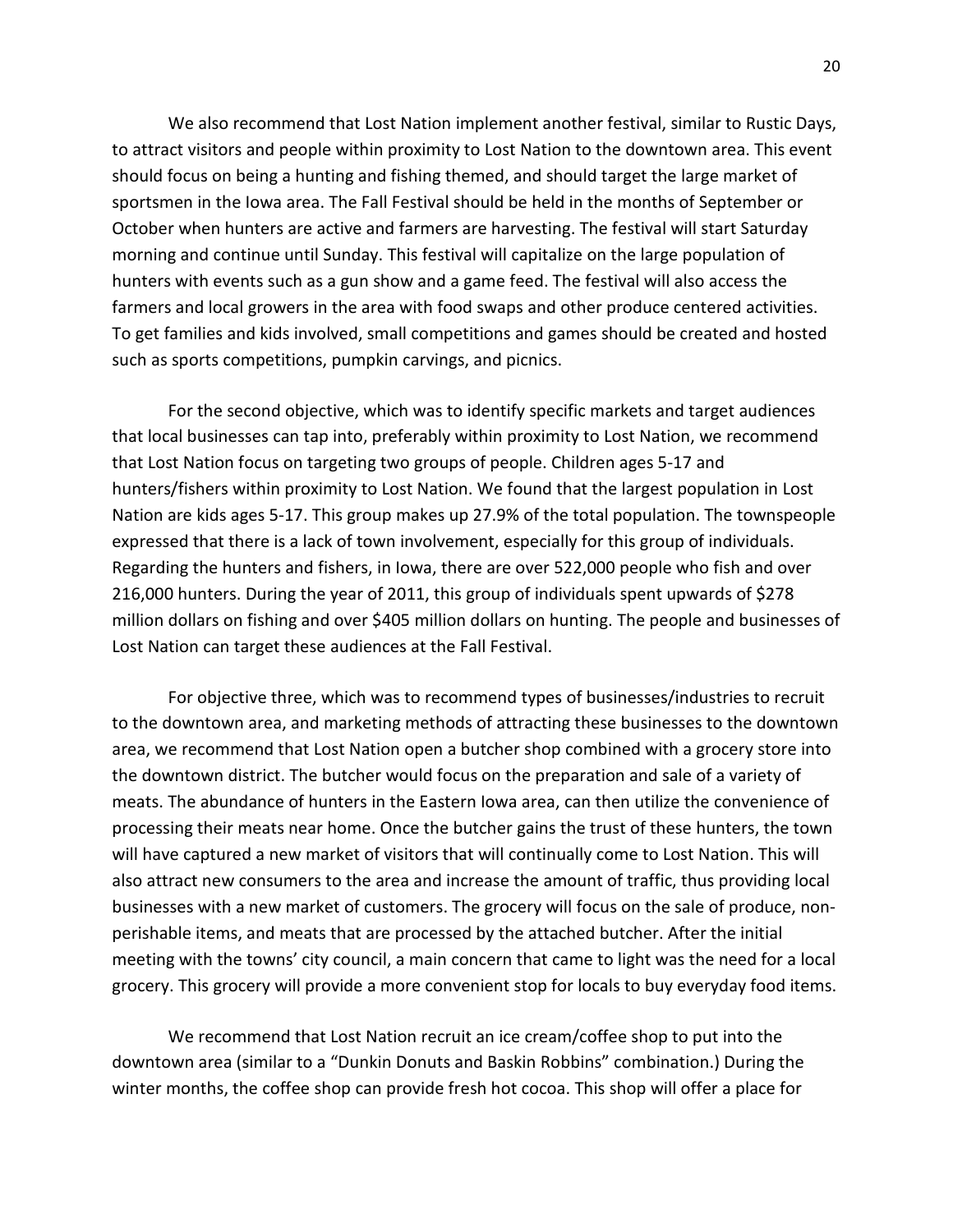We also recommend that Lost Nation implement another festival, similar to Rustic Days, to attract visitors and people within proximity to Lost Nation to the downtown area. This event should focus on being a hunting and fishing themed, and should target the large market of sportsmen in the Iowa area. The Fall Festival should be held in the months of September or October when hunters are active and farmers are harvesting. The festival will start Saturday morning and continue until Sunday. This festival will capitalize on the large population of hunters with events such as a gun show and a game feed. The festival will also access the farmers and local growers in the area with food swaps and other produce centered activities. To get families and kids involved, small competitions and games should be created and hosted such as sports competitions, pumpkin carvings, and picnics.

For the second objective, which was to identify specific markets and target audiences that local businesses can tap into, preferably within proximity to Lost Nation, we recommend that Lost Nation focus on targeting two groups of people. Children ages 5-17 and hunters/fishers within proximity to Lost Nation. We found that the largest population in Lost Nation are kids ages 5-17. This group makes up 27.9% of the total population. The townspeople expressed that there is a lack of town involvement, especially for this group of individuals. Regarding the hunters and fishers, in Iowa, there are over 522,000 people who fish and over 216,000 hunters. During the year of 2011, this group of individuals spent upwards of $278 million dollars on fishing and over $405 million dollars on hunting. The people and businesses of Lost Nation can target these audiences at the Fall Festival.

For objective three, which was to recommend types of businesses/industries to recruit to the downtown area, and marketing methods of attracting these businesses to the downtown area, we recommend that Lost Nation open a butcher shop combined with a grocery store into the downtown district. The butcher would focus on the preparation and sale of a variety of meats. The abundance of hunters in the Eastern Iowa area, can then utilize the convenience of processing their meats near home. Once the butcher gains the trust of these hunters, the town will have captured a new market of visitors that will continually come to Lost Nation. This will also attract new consumers to the area and increase the amount of traffic, thus providing local businesses with a new market of customers. The grocery will focus on the sale of produce, non-perishable items, and meats that are processed by the attached butcher. After the initial meeting with the towns' city council, a main concern that came to light was the need for a local grocery. This grocery will provide a more convenient stop for locals to buy everyday food items.

We recommend that Lost Nation recruit an ice cream/coffee shop to put into the downtown area (similar to a "Dunkin Donuts and Baskin Robbins" combination.) During the winter months, the coffee shop can provide fresh hot cocoa. This shop will offer a place for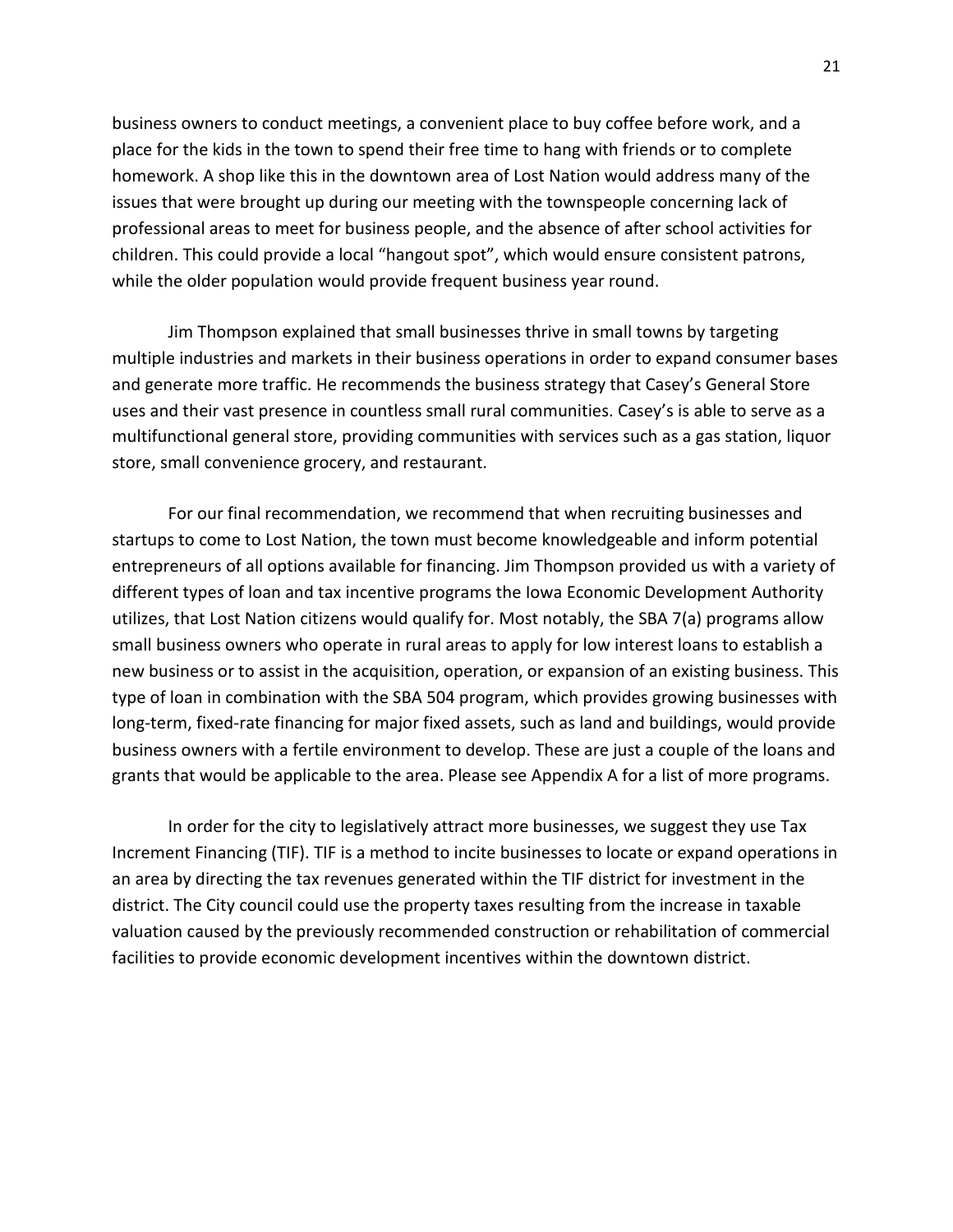business owners to conduct meetings, a convenient place to buy coffee before work, and a place for the kids in the town to spend their free time to hang with friends or to complete homework. A shop like this in the downtown area of Lost Nation would address many of the issues that were brought up during our meeting with the townspeople concerning lack of professional areas to meet for business people, and the absence of after school activities for children. This could provide a local "hangout spot", which would ensure consistent patrons, while the older population would provide frequent business year round.

Jim Thompson explained that small businesses thrive in small towns by targeting multiple industries and markets in their business operations in order to expand consumer bases and generate more traffic. He recommends the business strategy that Casey's General Store uses and their vast presence in countless small rural communities. Casey's is able to serve as a multifunctional general store, providing communities with services such as a gas station, liquor store, small convenience grocery, and restaurant.

For our final recommendation, we recommend that when recruiting businesses and startups to come to Lost Nation, the town must become knowledgeable and inform potential entrepreneurs of all options available for financing. Jim Thompson provided us with a variety of different types of loan and tax incentive programs the Iowa Economic Development Authority utilizes, that Lost Nation citizens would qualify for. Most notably, the SBA 7(a) programs allow small business owners who operate in rural areas to apply for low interest loans to establish a new business or to assist in the acquisition, operation, or expansion of an existing business. This type of loan in combination with the SBA 504 program, which provides growing businesses with long-term, fixed-rate financing for major fixed assets, such as land and buildings, would provide business owners with a fertile environment to develop. These are just a couple of the loans and grants that would be applicable to the area. Please see Appendix A for a list of more programs.

In order for the city to legislatively attract more businesses, we suggest they use Tax Increment Financing (TIF). TIF is a method to incite businesses to locate or expand operations in an area by directing the tax revenues generated within the TIF district for investment in the district. The City council could use the property taxes resulting from the increase in taxable valuation caused by the previously recommended construction or rehabilitation of commercial facilities to provide economic development incentives within the downtown district.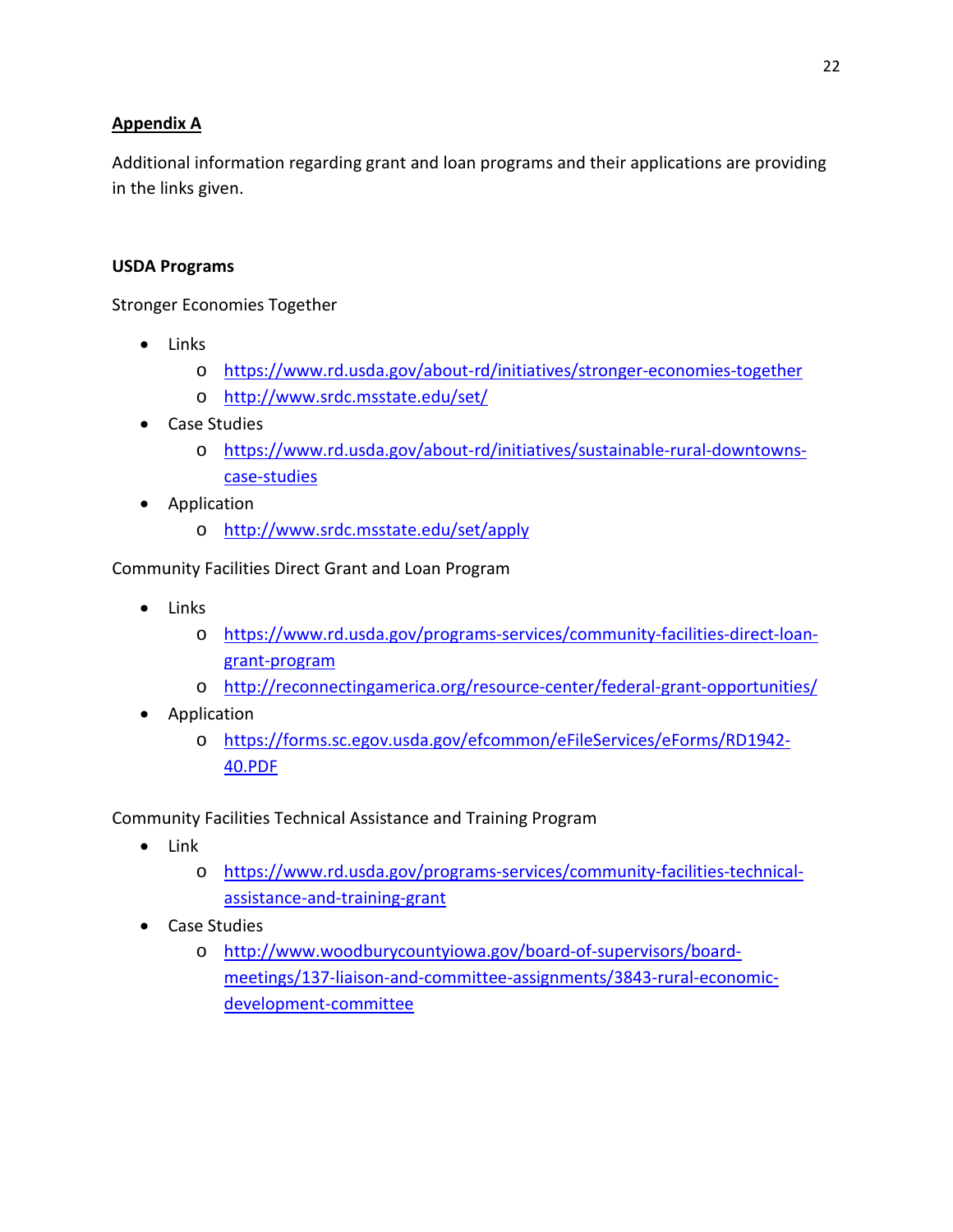## Appendix A

Additional information regarding grant and loan programs and their applications are providing in the links given.

### USDA Programs

Stronger Economies Together

- Links
  - https://www.rd.usda.gov/about-rd/initiatives/stronger-economies-together
  - http://www.srdc.msstate.edu/set/
- Case Studies
  - https://www.rd.usda.gov/about-rd/initiatives/sustainable-rural-downtowns-case-studies
- Application
  - http://www.srdc.msstate.edu/set/apply

Community Facilities Direct Grant and Loan Program

- Links
  - https://www.rd.usda.gov/programs-services/community-facilities-direct-loan-grant-program
  - http://reconnectingamerica.org/resource-center/federal-grant-opportunities/
- Application
  - https://forms.sc.egov.usda.gov/efcommon/eFileServices/eForms/RD1942-40.PDF

Community Facilities Technical Assistance and Training Program

- Link
  - https://www.rd.usda.gov/programs-services/community-facilities-technical-assistance-and-training-grant
- Case Studies
  - http://www.woodburycountyiowa.gov/board-of-supervisors/board-meetings/137-liaison-and-committee-assignments/3843-rural-economic-development-committee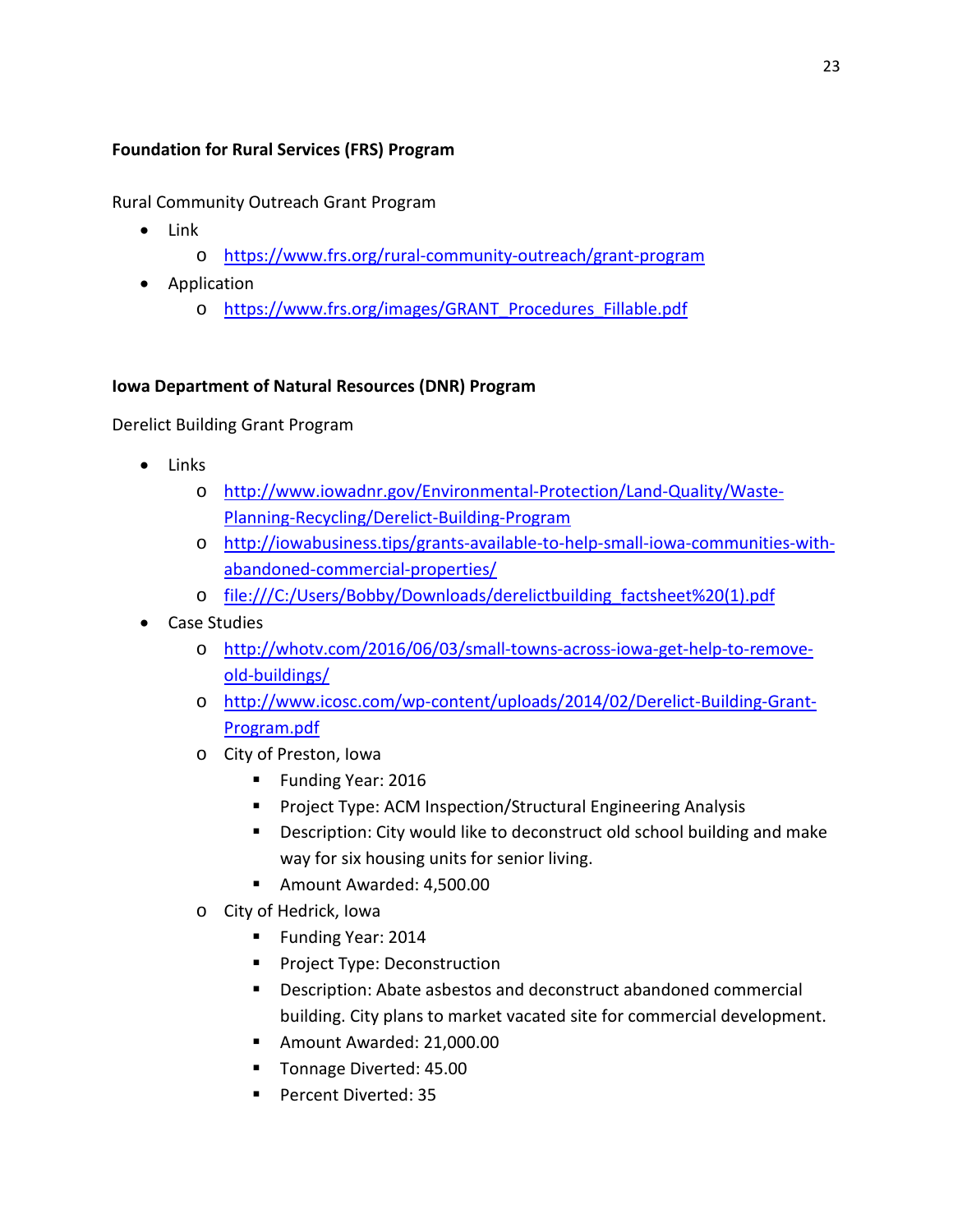**Foundation for Rural Services (FRS) Program**

Rural Community Outreach Grant Program

- Link
  - https://www.frs.org/rural-community-outreach/grant-program
- Application
  - https://www.frs.org/images/GRANT_Procedures_Fillable.pdf

**Iowa Department of Natural Resources (DNR) Program**

Derelict Building Grant Program

- Links
  - http://www.iowadnr.gov/Environmental-Protection/Land-Quality/Waste-Planning-Recycling/Derelict-Building-Program
  - http://iowabusiness.tips/grants-available-to-help-small-iowa-communities-with-abandoned-commercial-properties/
  - file:///C:/Users/Bobby/Downloads/derelictbuilding_factsheet%20(1).pdf
- Case Studies
  - http://whotv.com/2016/06/03/small-towns-across-iowa-get-help-to-remove-old-buildings/
  - http://www.icosc.com/wp-content/uploads/2014/02/Derelict-Building-Grant-Program.pdf
  - City of Preston, Iowa
    - Funding Year: 2016
    - Project Type: ACM Inspection/Structural Engineering Analysis
    - Description: City would like to deconstruct old school building and make way for six housing units for senior living.
    - Amount Awarded: 4,500.00
  - City of Hedrick, Iowa
    - Funding Year: 2014
    - Project Type: Deconstruction
    - Description: Abate asbestos and deconstruct abandoned commercial building. City plans to market vacated site for commercial development.
    - Amount Awarded: 21,000.00
    - Tonnage Diverted: 45.00
    - Percent Diverted: 35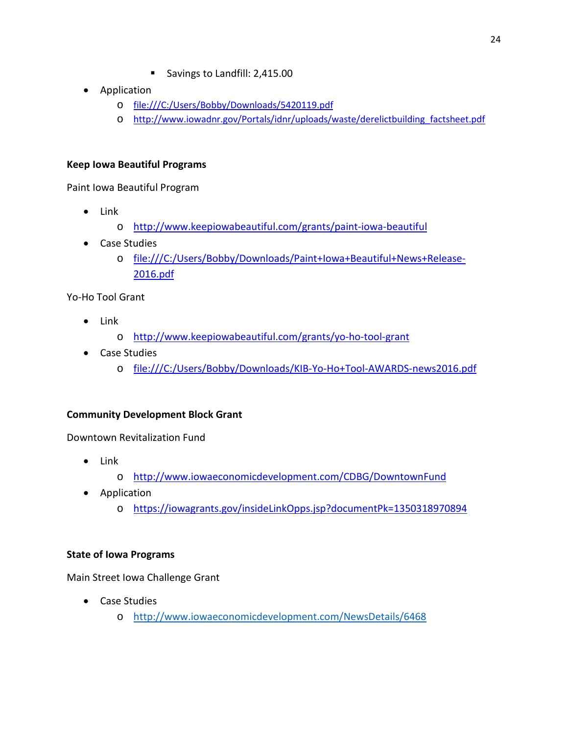- Savings to Landfill: 2,415.00
- Application
    - file:///C:/Users/Bobby/Downloads/5420119.pdf
    - http://www.iowadnr.gov/Portals/idnr/uploads/waste/derelictbuilding_factsheet.pdf

**Keep Iowa Beautiful Programs**

Paint Iowa Beautiful Program

- Link
    - http://www.keepiowabeautiful.com/grants/paint-iowa-beautiful
- Case Studies
    - file:///C:/Users/Bobby/Downloads/Paint+Iowa+Beautiful+News+Release-2016.pdf

Yo-Ho Tool Grant

- Link
    - http://www.keepiowabeautiful.com/grants/yo-ho-tool-grant
- Case Studies
    - file:///C:/Users/Bobby/Downloads/KIB-Yo-Ho+Tool-AWARDS-news2016.pdf

**Community Development Block Grant**

Downtown Revitalization Fund

- Link
    - http://www.iowaeconomicdevelopment.com/CDBG/DowntownFund
- Application
    - https://iowagrants.gov/insideLinkOpps.jsp?documentPk=1350318970894

**State of Iowa Programs**

Main Street Iowa Challenge Grant

- Case Studies
    - http://www.iowaeconomicdevelopment.com/NewsDetails/6468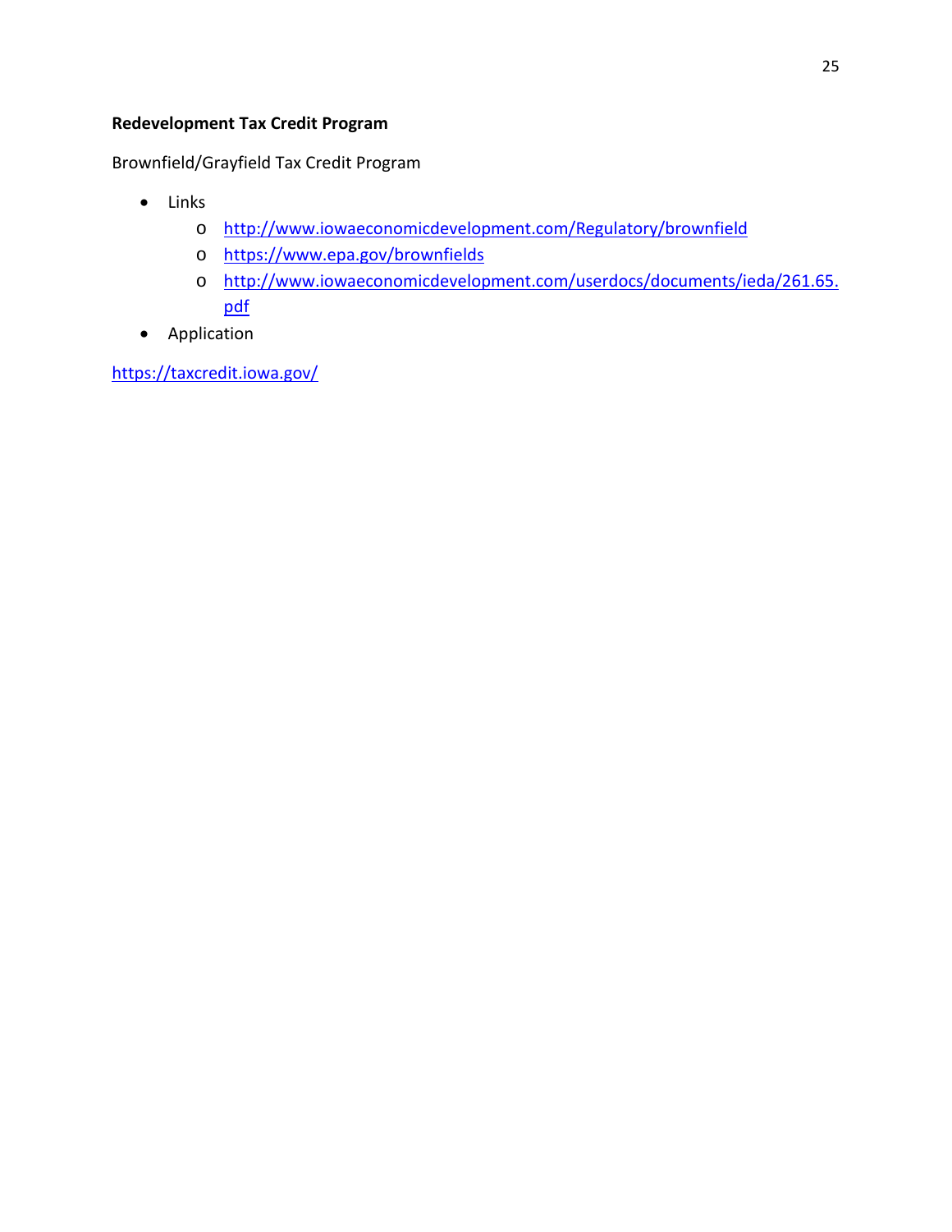**Redevelopment Tax Credit Program**

Brownfield/Grayfield Tax Credit Program

- Links
  - http://www.iowaeconomicdevelopment.com/Regulatory/brownfield
  - https://www.epa.gov/brownfields
  - http://www.iowaeconomicdevelopment.com/userdocs/documents/ieda/261.65.pdf
- Application

https://taxcredit.iowa.gov/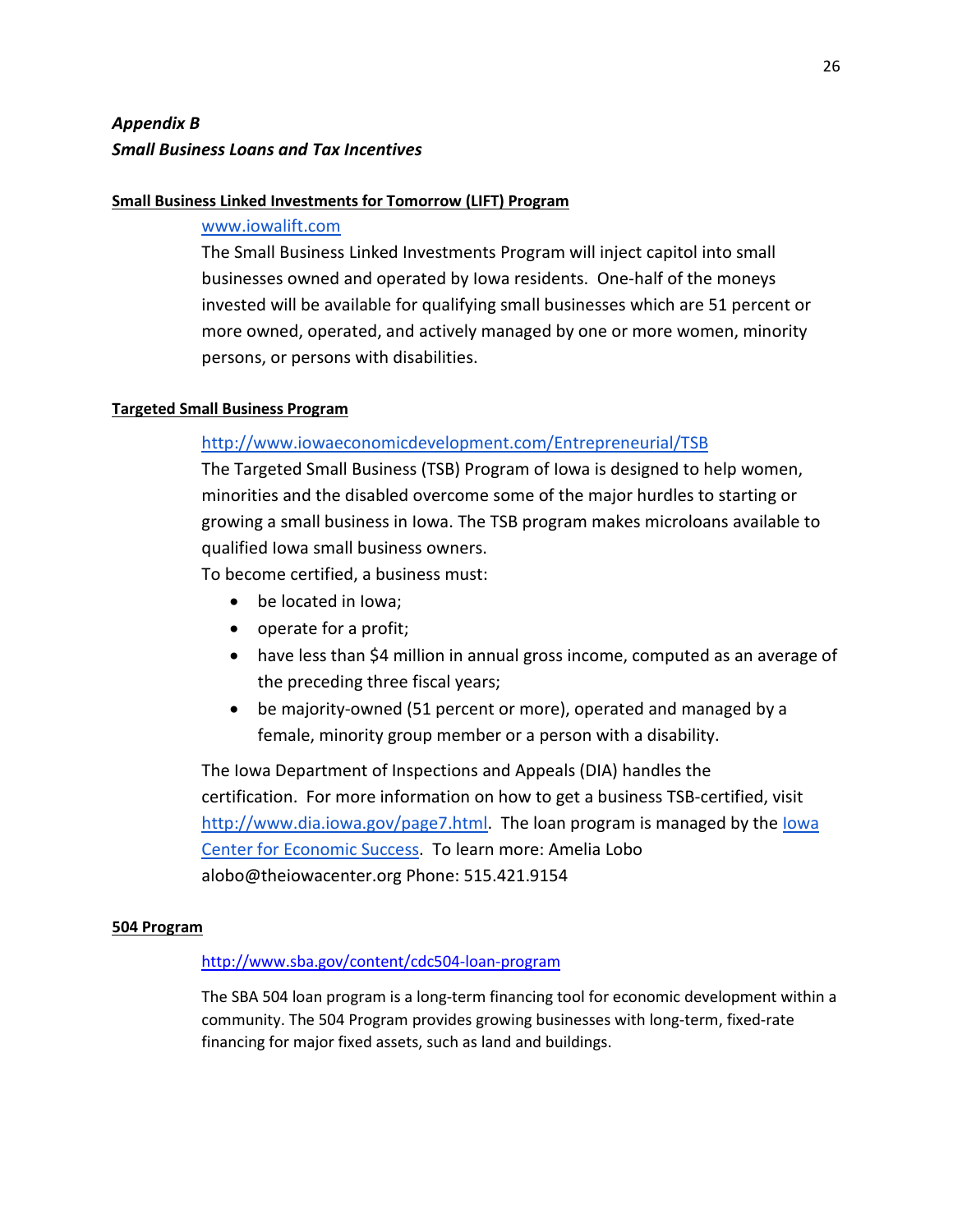***Appendix B***

***Small Business Loans and Tax Incentives***

**Small Business Linked Investments for Tomorrow (LIFT) Program**

www.iowalift.com

The Small Business Linked Investments Program will inject capitol into small businesses owned and operated by Iowa residents. One-half of the moneys invested will be available for qualifying small businesses which are 51 percent or more owned, operated, and actively managed by one or more women, minority persons, or persons with disabilities.

**Targeted Small Business Program**

http://www.iowaeconomicdevelopment.com/Entrepreneurial/TSB

The Targeted Small Business (TSB) Program of Iowa is designed to help women, minorities and the disabled overcome some of the major hurdles to starting or growing a small business in Iowa. The TSB program makes microloans available to qualified Iowa small business owners.

To become certified, a business must:

- be located in Iowa;
- operate for a profit;
- have less than $4 million in annual gross income, computed as an average of the preceding three fiscal years;
- be majority-owned (51 percent or more), operated and managed by a female, minority group member or a person with a disability.

The Iowa Department of Inspections and Appeals (DIA) handles the certification. For more information on how to get a business TSB-certified, visit http://www.dia.iowa.gov/page7.html. The loan program is managed by the Iowa Center for Economic Success. To learn more: Amelia Lobo alobo@theiowacenter.org Phone: 515.421.9154

**504 Program**

http://www.sba.gov/content/cdc504-loan-program

The SBA 504 loan program is a long-term financing tool for economic development within a community. The 504 Program provides growing businesses with long-term, fixed-rate financing for major fixed assets, such as land and buildings.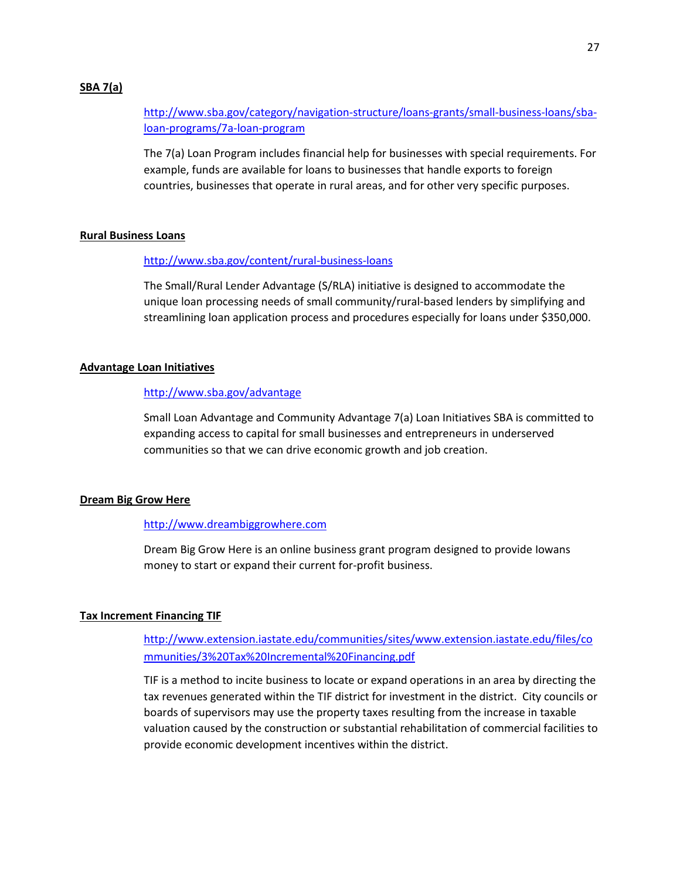**SBA 7(a)**

http://www.sba.gov/category/navigation-structure/loans-grants/small-business-loans/sba-loan-programs/7a-loan-program

The 7(a) Loan Program includes financial help for businesses with special requirements. For example, funds are available for loans to businesses that handle exports to foreign countries, businesses that operate in rural areas, and for other very specific purposes.

**Rural Business Loans**

http://www.sba.gov/content/rural-business-loans

The Small/Rural Lender Advantage (S/RLA) initiative is designed to accommodate the unique loan processing needs of small community/rural-based lenders by simplifying and streamlining loan application process and procedures especially for loans under $350,000.

**Advantage Loan Initiatives**

http://www.sba.gov/advantage

Small Loan Advantage and Community Advantage 7(a) Loan Initiatives SBA is committed to expanding access to capital for small businesses and entrepreneurs in underserved communities so that we can drive economic growth and job creation.

**Dream Big Grow Here**

http://www.dreambiggrowhere.com

Dream Big Grow Here is an online business grant program designed to provide Iowans money to start or expand their current for-profit business.

**Tax Increment Financing TIF**

http://www.extension.iastate.edu/communities/sites/www.extension.iastate.edu/files/communities/3%20Tax%20Incremental%20Financing.pdf

TIF is a method to incite business to locate or expand operations in an area by directing the tax revenues generated within the TIF district for investment in the district. City councils or boards of supervisors may use the property taxes resulting from the increase in taxable valuation caused by the construction or substantial rehabilitation of commercial facilities to provide economic development incentives within the district.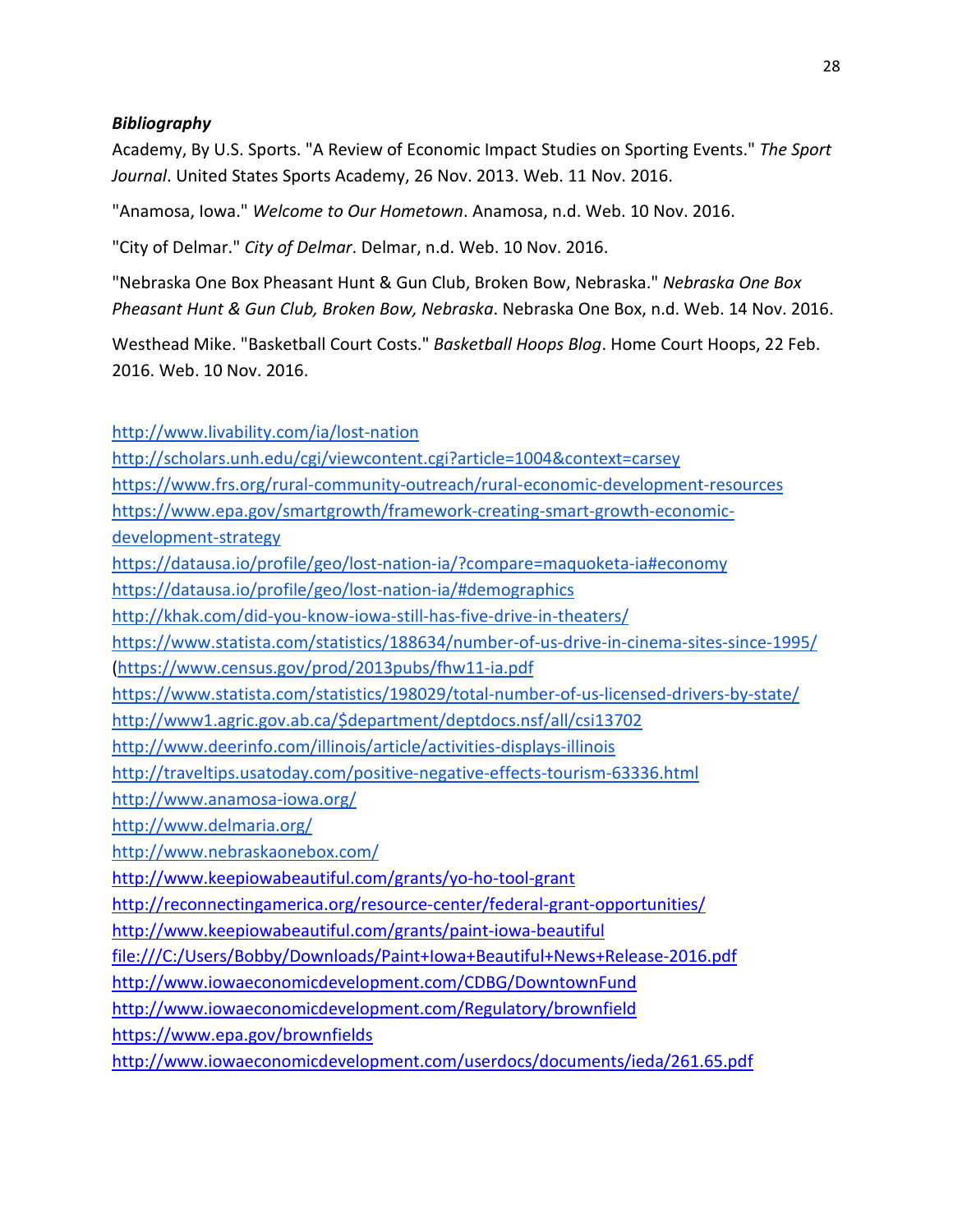***Bibliography***

Academy, By U.S. Sports. "A Review of Economic Impact Studies on Sporting Events." *The Sport Journal*. United States Sports Academy, 26 Nov. 2013. Web. 11 Nov. 2016.

"Anamosa, Iowa." *Welcome to Our Hometown*. Anamosa, n.d. Web. 10 Nov. 2016.

"City of Delmar." *City of Delmar*. Delmar, n.d. Web. 10 Nov. 2016.

"Nebraska One Box Pheasant Hunt & Gun Club, Broken Bow, Nebraska." *Nebraska One Box Pheasant Hunt & Gun Club, Broken Bow, Nebraska*. Nebraska One Box, n.d. Web. 14 Nov. 2016.

Westhead Mike. "Basketball Court Costs." *Basketball Hoops Blog*. Home Court Hoops, 22 Feb. 2016. Web. 10 Nov. 2016.

http://www.livability.com/ia/lost-nation
http://scholars.unh.edu/cgi/viewcontent.cgi?article=1004&context=carsey
https://www.frs.org/rural-community-outreach/rural-economic-development-resources
https://www.epa.gov/smartgrowth/framework-creating-smart-growth-economic-development-strategy
https://datausa.io/profile/geo/lost-nation-ia/?compare=maquoketa-ia#economy
https://datausa.io/profile/geo/lost-nation-ia/#demographics
http://khak.com/did-you-know-iowa-still-has-five-drive-in-theaters/
https://www.statista.com/statistics/188634/number-of-us-drive-in-cinema-sites-since-1995/
(https://www.census.gov/prod/2013pubs/fhw11-ia.pdf
https://www.statista.com/statistics/198029/total-number-of-us-licensed-drivers-by-state/
http://www1.agric.gov.ab.ca/$department/deptdocs.nsf/all/csi13702
http://www.deerinfo.com/illinois/article/activities-displays-illinois
http://traveltips.usatoday.com/positive-negative-effects-tourism-63336.html
http://www.anamosa-iowa.org/
http://www.delmaria.org/
http://www.nebraskaonebox.com/
http://www.keepiowabeautiful.com/grants/yo-ho-tool-grant
http://reconnectingamerica.org/resource-center/federal-grant-opportunities/
http://www.keepiowabeautiful.com/grants/paint-iowa-beautiful
file:///C:/Users/Bobby/Downloads/Paint+Iowa+Beautiful+News+Release-2016.pdf
http://www.iowaeconomicdevelopment.com/CDBG/DowntownFund
http://www.iowaeconomicdevelopment.com/Regulatory/brownfield
https://www.epa.gov/brownfields
http://www.iowaeconomicdevelopment.com/userdocs/documents/ieda/261.65.pdf